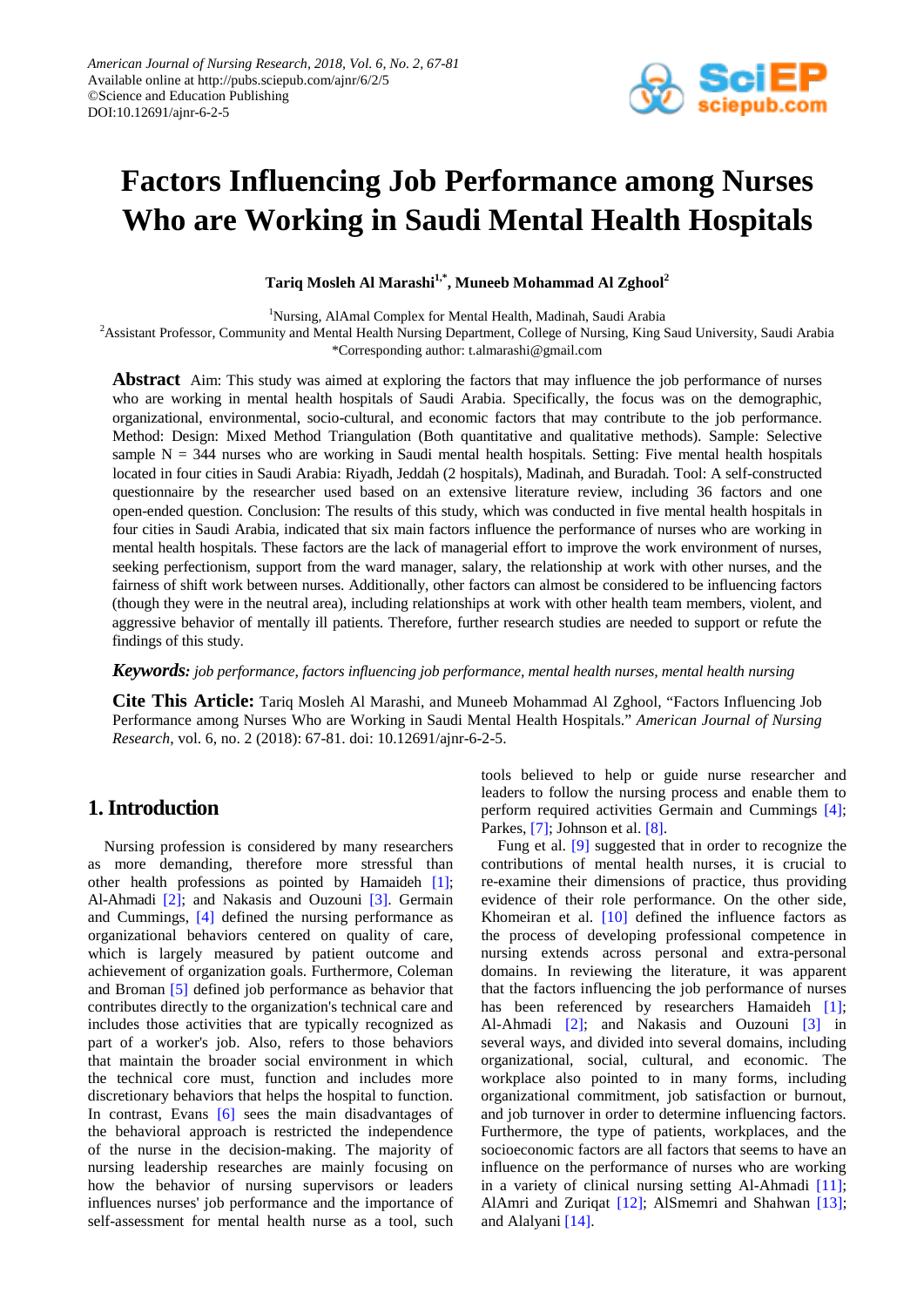# Factors Influencing Job Performance among Nurses Who are Working in Saudi Mental Health Hospitals

**Tariq Mosleh Al Marashi[1,*], Muneeb Mohammad Al Zghool[2]**

[1]Nursing, AlAmal Complex for Mental Health, Madinah, Saudi Arabia
[2]Assistant Professor, Community and Mental Health Nursing Department, College of Nursing, King Saud University, Saudi Arabia
*Corresponding author: t.almarashi@gmail.com

**Abstract** Aim: This study was aimed at exploring the factors that may influence the job performance of nurses who are working in mental health hospitals of Saudi Arabia. Specifically, the focus was on the demographic, organizational, environmental, socio-cultural, and economic factors that may contribute to the job performance. Method: Design: Mixed Method Triangulation (Both quantitative and qualitative methods). Sample: Selective sample N = 344 nurses who are working in Saudi mental health hospitals. Setting: Five mental health hospitals located in four cities in Saudi Arabia: Riyadh, Jeddah (2 hospitals), Madinah, and Buradah. Tool: A self-constructed questionnaire by the researcher used based on an extensive literature review, including 36 factors and one open-ended question. Conclusion: The results of this study, which was conducted in five mental health hospitals in four cities in Saudi Arabia, indicated that six main factors influence the performance of nurses who are working in mental health hospitals. These factors are the lack of managerial effort to improve the work environment of nurses, seeking perfectionism, support from the ward manager, salary, the relationship at work with other nurses, and the fairness of shift work between nurses. Additionally, other factors can almost be considered to be influencing factors (though they were in the neutral area), including relationships at work with other health team members, violent, and aggressive behavior of mentally ill patients. Therefore, further research studies are needed to support or refute the findings of this study.

***Keywords:*** *job performance, factors influencing job performance, mental health nurses, mental health nursing*

**Cite This Article:** Tariq Mosleh Al Marashi, and Muneeb Mohammad Al Zghool, "Factors Influencing Job Performance among Nurses Who are Working in Saudi Mental Health Hospitals." *American Journal of Nursing Research*, vol. 6, no. 2 (2018): 67-81. doi: 10.12691/ajnr-6-2-5.

## 1. Introduction

Nursing profession is considered by many researchers as more demanding, therefore more stressful than other health professions as pointed by Hamaideh [1]; Al-Ahmadi [2]; and Nakasis and Ouzouni [3]. Germain and Cummings, [4] defined the nursing performance as organizational behaviors centered on quality of care, which is largely measured by patient outcome and achievement of organization goals. Furthermore, Coleman and Broman [5] defined job performance as behavior that contributes directly to the organization's technical care and includes those activities that are typically recognized as part of a worker's job. Also, refers to those behaviors that maintain the broader social environment in which the technical core must, function and includes more discretionary behaviors that helps the hospital to function. In contrast, Evans [6] sees the main disadvantages of the behavioral approach is restricted the independence of the nurse in the decision-making. The majority of nursing leadership researches are mainly focusing on how the behavior of nursing supervisors or leaders influences nurses' job performance and the importance of self-assessment for mental health nurse as a tool, such tools believed to help or guide nurse researcher and leaders to follow the nursing process and enable them to perform required activities Germain and Cummings [4]; Parkes, [7]; Johnson et al. [8].

Fung et al. [9] suggested that in order to recognize the contributions of mental health nurses, it is crucial to re-examine their dimensions of practice, thus providing evidence of their role performance. On the other side, Khomeiran et al. [10] defined the influence factors as the process of developing professional competence in nursing extends across personal and extra-personal domains. In reviewing the literature, it was apparent that the factors influencing the job performance of nurses has been referenced by researchers Hamaideh [1]; Al-Ahmadi [2]; and Nakasis and Ouzouni [3] in several ways, and divided into several domains, including organizational, social, cultural, and economic. The workplace also pointed to in many forms, including organizational commitment, job satisfaction or burnout, and job turnover in order to determine influencing factors. Furthermore, the type of patients, workplaces, and the socioeconomic factors are all factors that seems to have an influence on the performance of nurses who are working in a variety of clinical nursing setting Al-Ahmadi [11]; AlAmri and Zuriqat [12]; AlSmemri and Shahwan [13]; and Alalyani [14].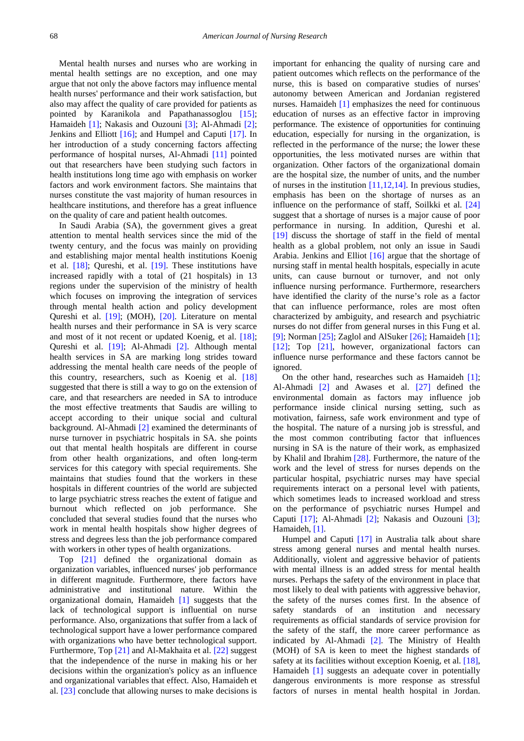Mental health nurses and nurses who are working in mental health settings are no exception, and one may argue that not only the above factors may influence mental health nurses' performance and their work satisfaction, but also may affect the quality of care provided for patients as pointed by Karanikola and Papathanassoglou [15]; Hamaideh [1]; Nakasis and Ouzouni [3]; Al-Ahmadi [2]; Jenkins and Elliott [16]; and Humpel and Caputi [17]. In her introduction of a study concerning factors affecting performance of hospital nurses, Al-Ahmadi [11] pointed out that researchers have been studying such factors in health institutions long time ago with emphasis on worker factors and work environment factors. She maintains that nurses constitute the vast majority of human resources in healthcare institutions, and therefore has a great influence on the quality of care and patient health outcomes.

In Saudi Arabia (SA), the government gives a great attention to mental health services since the mid of the twenty century, and the focus was mainly on providing and establishing major mental health institutions Koenig et al. [18]; Qureshi, et al. [19]. These institutions have increased rapidly with a total of (21 hospitals) in 13 regions under the supervision of the ministry of health which focuses on improving the integration of services through mental health action and policy development Qureshi et al. [19]; (MOH), [20]. Literature on mental health nurses and their performance in SA is very scarce and most of it if not recent or updated Koenig, et al. [18]; Qureshi et al. [19]; Al-Ahmadi [2]. Although mental health services in SA are marking long strides toward addressing the mental health care needs of the people of this country, researchers, such as Koenig et al. [18] suggested that there is still a way to go on the extension of care, and that researchers are needed in SA to introduce the most effective treatments that Saudis are willing to accept according to their unique social and cultural background. Al-Ahmadi [2] examined the determinants of nurse turnover in psychiatric hospitals in SA. she points out that mental health hospitals are different in course from other health organizations, and often long-term services for this category with special requirements. She maintains that studies found that the workers in these hospitals in different countries of the world are subjected to large psychiatric stress reaches the extent of fatigue and burnout which reflected on job performance. She concluded that several studies found that the nurses who work in mental health hospitals show higher degrees of stress and degrees less than the job performance compared with workers in other types of health organizations.

Top [21] defined the organizational domain as organization variables, influenced nurses' job performance in different magnitude. Furthermore, there factors have administrative and institutional nature. Within the organizational domain, Hamaideh [1] suggests that the lack of technological support is influential on nurse performance. Also, organizations that suffer from a lack of technological support have a lower performance compared with organizations who have better technological support. Furthermore, Top [21] and Al-Makhaita et al. [22] suggest that the independence of the nurse in making his or her decisions within the organization's policy as an influence and organizational variables that effect. Also, Hamaideh et al. [23] conclude that allowing nurses to make decisions is important for enhancing the quality of nursing care and patient outcomes which reflects on the performance of the nurse, this is based on comparative studies of nurses' autonomy between American and Jordanian registered nurses. Hamaideh [1] emphasizes the need for continuous education of nurses as an effective factor in improving performance. The existence of opportunities for continuing education, especially for nursing in the organization, is reflected in the performance of the nurse; the lower these opportunities, the less motivated nurses are within that organization. Other factors of the organizational domain are the hospital size, the number of units, and the number of nurses in the institution [11,12,14]. In previous studies, emphasis has been on the shortage of nurses as an influence on the performance of staff, Soilkki et al. [24] suggest that a shortage of nurses is a major cause of poor performance in nursing. In addition, Qureshi et al. [19] discuss the shortage of staff in the field of mental health as a global problem, not only an issue in Saudi Arabia. Jenkins and Elliot [16] argue that the shortage of nursing staff in mental health hospitals, especially in acute units, can cause burnout or turnover, and not only influence nursing performance. Furthermore, researchers have identified the clarity of the nurse's role as a factor that can influence performance, roles are most often characterized by ambiguity, and research and psychiatric nurses do not differ from general nurses in this Fung et al. [9]; Norman [25]; Zaglol and AlSuker [26]; Hamaideh [1]; [12]; Top [21], however, organizational factors can influence nurse performance and these factors cannot be ignored.

On the other hand, researches such as Hamaideh [1]; Al-Ahmadi [2] and Awases et al. [27] defined the environmental domain as factors may influence job performance inside clinical nursing setting, such as motivation, fairness, safe work environment and type of the hospital. The nature of a nursing job is stressful, and the most common contributing factor that influences nursing in SA is the nature of their work, as emphasized by Khalil and Ibrahim [28]. Furthermore, the nature of the work and the level of stress for nurses depends on the particular hospital, psychiatric nurses may have special requirements interact on a personal level with patients, which sometimes leads to increased workload and stress on the performance of psychiatric nurses Humpel and Caputi [17]; Al-Ahmadi [2]; Nakasis and Ouzouni [3]; Hamaideh, [1].

Humpel and Caputi [17] in Australia talk about share stress among general nurses and mental health nurses. Additionally, violent and aggressive behavior of patients with mental illness is an added stress for mental health nurses. Perhaps the safety of the environment in place that most likely to deal with patients with aggressive behavior, the safety of the nurses comes first. In the absence of safety standards of an institution and necessary requirements as official standards of service provision for the safety of the staff, the more career performance as indicated by Al-Ahmadi [2]. The Ministry of Health (MOH) of SA is keen to meet the highest standards of safety at its facilities without exception Koenig, et al. [18], Hamaideh [1] suggests an adequate cover in potentially dangerous environments is more response as stressful factors of nurses in mental health hospital in Jordan.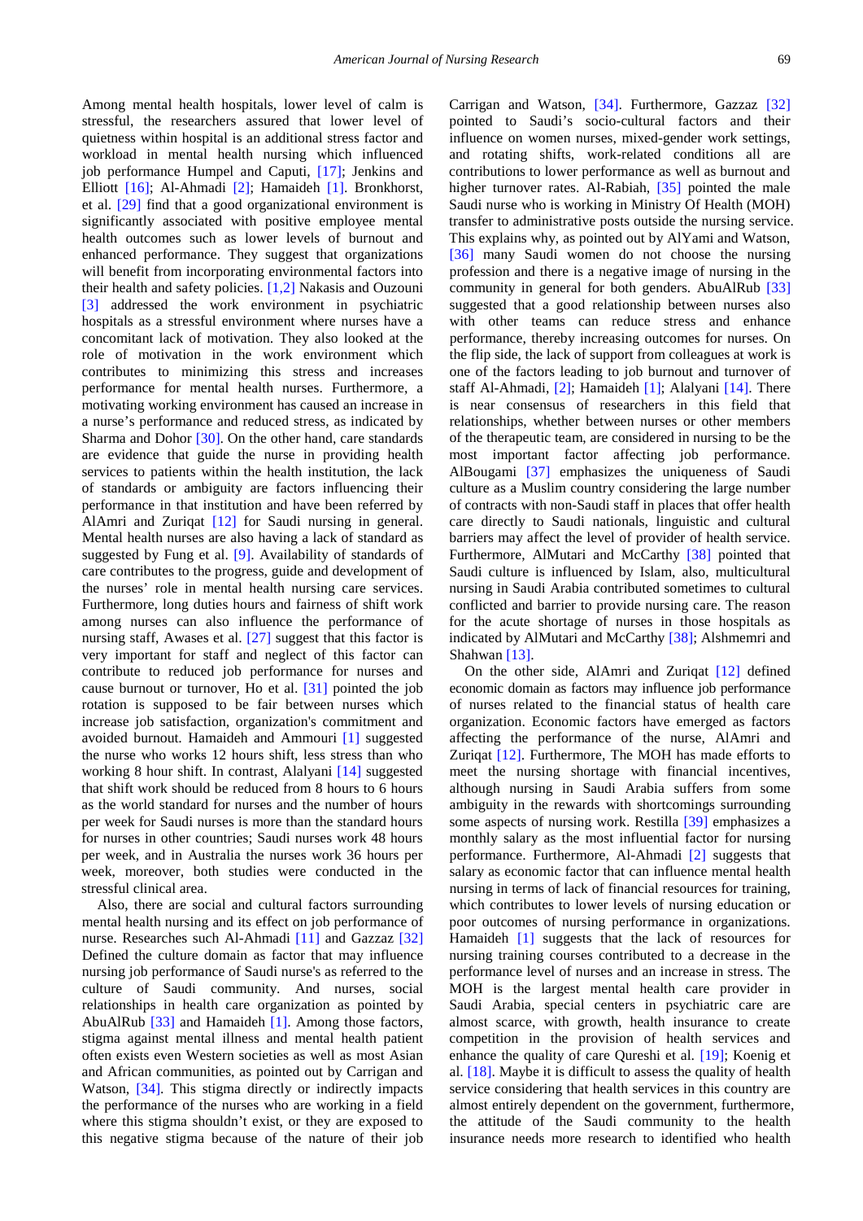Among mental health hospitals, lower level of calm is stressful, the researchers assured that lower level of quietness within hospital is an additional stress factor and workload in mental health nursing which influenced job performance Humpel and Caputi, [17]; Jenkins and Elliott [16]; Al-Ahmadi [2]; Hamaideh [1]. Bronkhorst, et al. [29] find that a good organizational environment is significantly associated with positive employee mental health outcomes such as lower levels of burnout and enhanced performance. They suggest that organizations will benefit from incorporating environmental factors into their health and safety policies. [1,2] Nakasis and Ouzouni [3] addressed the work environment in psychiatric hospitals as a stressful environment where nurses have a concomitant lack of motivation. They also looked at the role of motivation in the work environment which contributes to minimizing this stress and increases performance for mental health nurses. Furthermore, a motivating working environment has caused an increase in a nurse's performance and reduced stress, as indicated by Sharma and Dohor [30]. On the other hand, care standards are evidence that guide the nurse in providing health services to patients within the health institution, the lack of standards or ambiguity are factors influencing their performance in that institution and have been referred by AlAmri and Zuriqat [12] for Saudi nursing in general. Mental health nurses are also having a lack of standard as suggested by Fung et al. [9]. Availability of standards of care contributes to the progress, guide and development of the nurses' role in mental health nursing care services. Furthermore, long duties hours and fairness of shift work among nurses can also influence the performance of nursing staff, Awases et al. [27] suggest that this factor is very important for staff and neglect of this factor can contribute to reduced job performance for nurses and cause burnout or turnover, Ho et al. [31] pointed the job rotation is supposed to be fair between nurses which increase job satisfaction, organization's commitment and avoided burnout. Hamaideh and Ammouri [1] suggested the nurse who works 12 hours shift, less stress than who working 8 hour shift. In contrast, Alalyani [14] suggested that shift work should be reduced from 8 hours to 6 hours as the world standard for nurses and the number of hours per week for Saudi nurses is more than the standard hours for nurses in other countries; Saudi nurses work 48 hours per week, and in Australia the nurses work 36 hours per week, moreover, both studies were conducted in the stressful clinical area.

Also, there are social and cultural factors surrounding mental health nursing and its effect on job performance of nurse. Researches such Al-Ahmadi [11] and Gazzaz [32] Defined the culture domain as factor that may influence nursing job performance of Saudi nurse's as referred to the culture of Saudi community. And nurses, social relationships in health care organization as pointed by AbuAlRub [33] and Hamaideh [1]. Among those factors, stigma against mental illness and mental health patient often exists even Western societies as well as most Asian and African communities, as pointed out by Carrigan and Watson, [34]. This stigma directly or indirectly impacts the performance of the nurses who are working in a field where this stigma shouldn't exist, or they are exposed to this negative stigma because of the nature of their job Carrigan and Watson, [34]. Furthermore, Gazzaz [32] pointed to Saudi's socio-cultural factors and their influence on women nurses, mixed-gender work settings, and rotating shifts, work-related conditions all are contributions to lower performance as well as burnout and higher turnover rates. Al-Rabiah, [35] pointed the male Saudi nurse who is working in Ministry Of Health (MOH) transfer to administrative posts outside the nursing service. This explains why, as pointed out by AlYami and Watson, [36] many Saudi women do not choose the nursing profession and there is a negative image of nursing in the community in general for both genders. AbuAlRub [33] suggested that a good relationship between nurses also with other teams can reduce stress and enhance performance, thereby increasing outcomes for nurses. On the flip side, the lack of support from colleagues at work is one of the factors leading to job burnout and turnover of staff Al-Ahmadi, [2]; Hamaideh [1]; Alalyani [14]. There is near consensus of researchers in this field that relationships, whether between nurses or other members of the therapeutic team, are considered in nursing to be the most important factor affecting job performance. AlBougami [37] emphasizes the uniqueness of Saudi culture as a Muslim country considering the large number of contracts with non-Saudi staff in places that offer health care directly to Saudi nationals, linguistic and cultural barriers may affect the level of provider of health service. Furthermore, AlMutari and McCarthy [38] pointed that Saudi culture is influenced by Islam, also, multicultural nursing in Saudi Arabia contributed sometimes to cultural conflicted and barrier to provide nursing care. The reason for the acute shortage of nurses in those hospitals as indicated by AlMutari and McCarthy [38]; Alshmemri and Shahwan [13].

On the other side, AlAmri and Zuriqat [12] defined economic domain as factors may influence job performance of nurses related to the financial status of health care organization. Economic factors have emerged as factors affecting the performance of the nurse, AlAmri and Zuriqat [12]. Furthermore, The MOH has made efforts to meet the nursing shortage with financial incentives, although nursing in Saudi Arabia suffers from some ambiguity in the rewards with shortcomings surrounding some aspects of nursing work. Restilla [39] emphasizes a monthly salary as the most influential factor for nursing performance. Furthermore, Al-Ahmadi [2] suggests that salary as economic factor that can influence mental health nursing in terms of lack of financial resources for training, which contributes to lower levels of nursing education or poor outcomes of nursing performance in organizations. Hamaideh [1] suggests that the lack of resources for nursing training courses contributed to a decrease in the performance level of nurses and an increase in stress. The MOH is the largest mental health care provider in Saudi Arabia, special centers in psychiatric care are almost scarce, with growth, health insurance to create competition in the provision of health services and enhance the quality of care Qureshi et al. [19]; Koenig et al. [18]. Maybe it is difficult to assess the quality of health service considering that health services in this country are almost entirely dependent on the government, furthermore, the attitude of the Saudi community to the health insurance needs more research to identified who health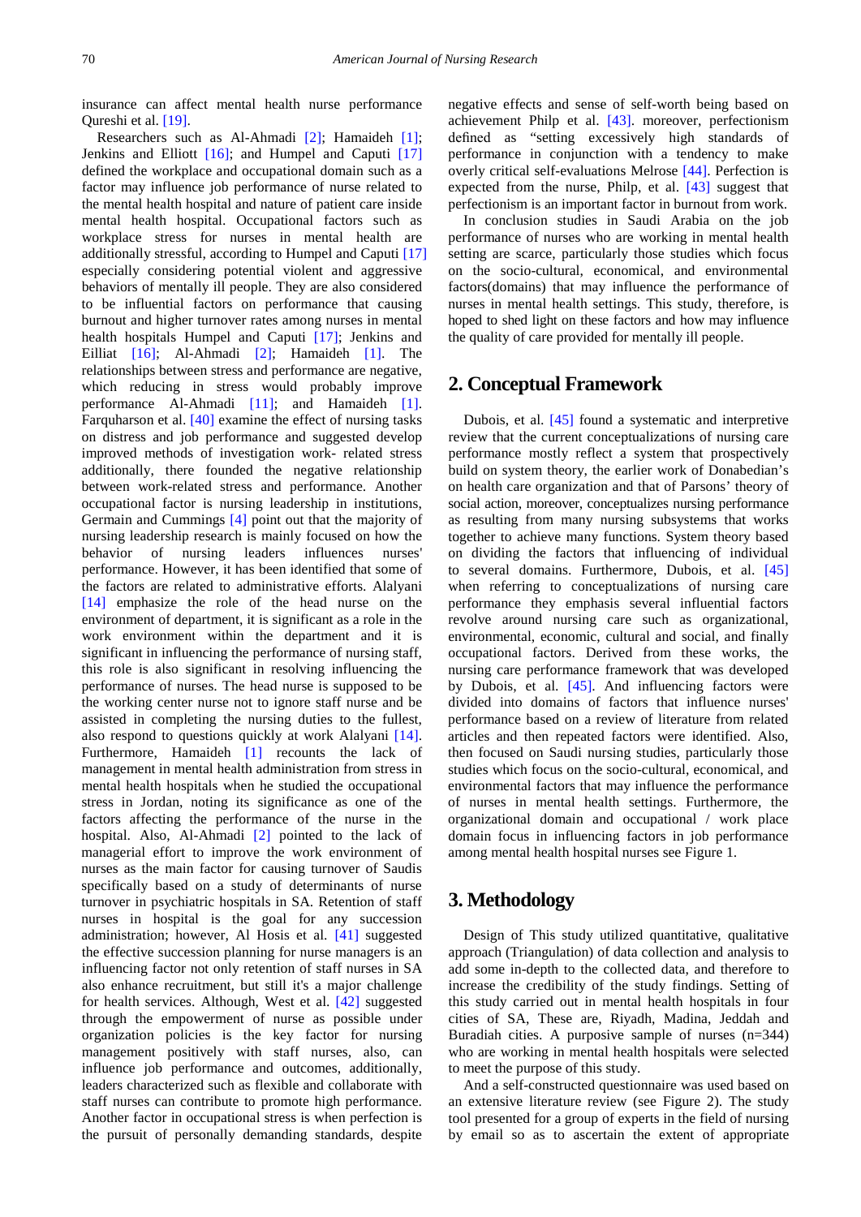insurance can affect mental health nurse performance Qureshi et al. [19].

Researchers such as Al-Ahmadi [2]; Hamaideh [1]; Jenkins and Elliott [16]; and Humpel and Caputi [17] defined the workplace and occupational domain such as a factor may influence job performance of nurse related to the mental health hospital and nature of patient care inside mental health hospital. Occupational factors such as workplace stress for nurses in mental health are additionally stressful, according to Humpel and Caputi [17] especially considering potential violent and aggressive behaviors of mentally ill people. They are also considered to be influential factors on performance that causing burnout and higher turnover rates among nurses in mental health hospitals Humpel and Caputi [17]; Jenkins and Eilliat [16]; Al-Ahmadi [2]; Hamaideh [1]. The relationships between stress and performance are negative, which reducing in stress would probably improve performance Al-Ahmadi [11]; and Hamaideh [1]. Farquharson et al. [40] examine the effect of nursing tasks on distress and job performance and suggested develop improved methods of investigation work- related stress additionally, there founded the negative relationship between work-related stress and performance. Another occupational factor is nursing leadership in institutions, Germain and Cummings [4] point out that the majority of nursing leadership research is mainly focused on how the behavior of nursing leaders influences nurses' performance. However, it has been identified that some of the factors are related to administrative efforts. Alalyani [14] emphasize the role of the head nurse on the environment of department, it is significant as a role in the work environment within the department and it is significant in influencing the performance of nursing staff, this role is also significant in resolving influencing the performance of nurses. The head nurse is supposed to be the working center nurse not to ignore staff nurse and be assisted in completing the nursing duties to the fullest, also respond to questions quickly at work Alalyani [14]. Furthermore, Hamaideh [1] recounts the lack of management in mental health administration from stress in mental health hospitals when he studied the occupational stress in Jordan, noting its significance as one of the factors affecting the performance of the nurse in the hospital. Also, Al-Ahmadi [2] pointed to the lack of managerial effort to improve the work environment of nurses as the main factor for causing turnover of Saudis specifically based on a study of determinants of nurse turnover in psychiatric hospitals in SA. Retention of staff nurses in hospital is the goal for any succession administration; however, Al Hosis et al. [41] suggested the effective succession planning for nurse managers is an influencing factor not only retention of staff nurses in SA also enhance recruitment, but still it's a major challenge for health services. Although, West et al. [42] suggested through the empowerment of nurse as possible under organization policies is the key factor for nursing management positively with staff nurses, also, can influence job performance and outcomes, additionally, leaders characterized such as flexible and collaborate with staff nurses can contribute to promote high performance. Another factor in occupational stress is when perfection is the pursuit of personally demanding standards, despite negative effects and sense of self-worth being based on achievement Philp et al. [43]. moreover, perfectionism defined as "setting excessively high standards of performance in conjunction with a tendency to make overly critical self-evaluations Melrose [44]. Perfection is expected from the nurse, Philp, et al. [43] suggest that perfectionism is an important factor in burnout from work.

In conclusion studies in Saudi Arabia on the job performance of nurses who are working in mental health setting are scarce, particularly those studies which focus on the socio-cultural, economical, and environmental factors(domains) that may influence the performance of nurses in mental health settings. This study, therefore, is hoped to shed light on these factors and how may influence the quality of care provided for mentally ill people.

## 2. Conceptual Framework

Dubois, et al. [45] found a systematic and interpretive review that the current conceptualizations of nursing care performance mostly reflect a system that prospectively build on system theory, the earlier work of Donabedian's on health care organization and that of Parsons' theory of social action, moreover, conceptualizes nursing performance as resulting from many nursing subsystems that works together to achieve many functions. System theory based on dividing the factors that influencing of individual to several domains. Furthermore, Dubois, et al. [45] when referring to conceptualizations of nursing care performance they emphasis several influential factors revolve around nursing care such as organizational, environmental, economic, cultural and social, and finally occupational factors. Derived from these works, the nursing care performance framework that was developed by Dubois, et al. [45]. And influencing factors were divided into domains of factors that influence nurses' performance based on a review of literature from related articles and then repeated factors were identified. Also, then focused on Saudi nursing studies, particularly those studies which focus on the socio-cultural, economical, and environmental factors that may influence the performance of nurses in mental health settings. Furthermore, the organizational domain and occupational / work place domain focus in influencing factors in job performance among mental health hospital nurses see Figure 1.

## 3. Methodology

Design of This study utilized quantitative, qualitative approach (Triangulation) of data collection and analysis to add some in-depth to the collected data, and therefore to increase the credibility of the study findings. Setting of this study carried out in mental health hospitals in four cities of SA, These are, Riyadh, Madina, Jeddah and Buradiah cities. A purposive sample of nurses (n=344) who are working in mental health hospitals were selected to meet the purpose of this study.

And a self-constructed questionnaire was used based on an extensive literature review (see Figure 2). The study tool presented for a group of experts in the field of nursing by email so as to ascertain the extent of appropriate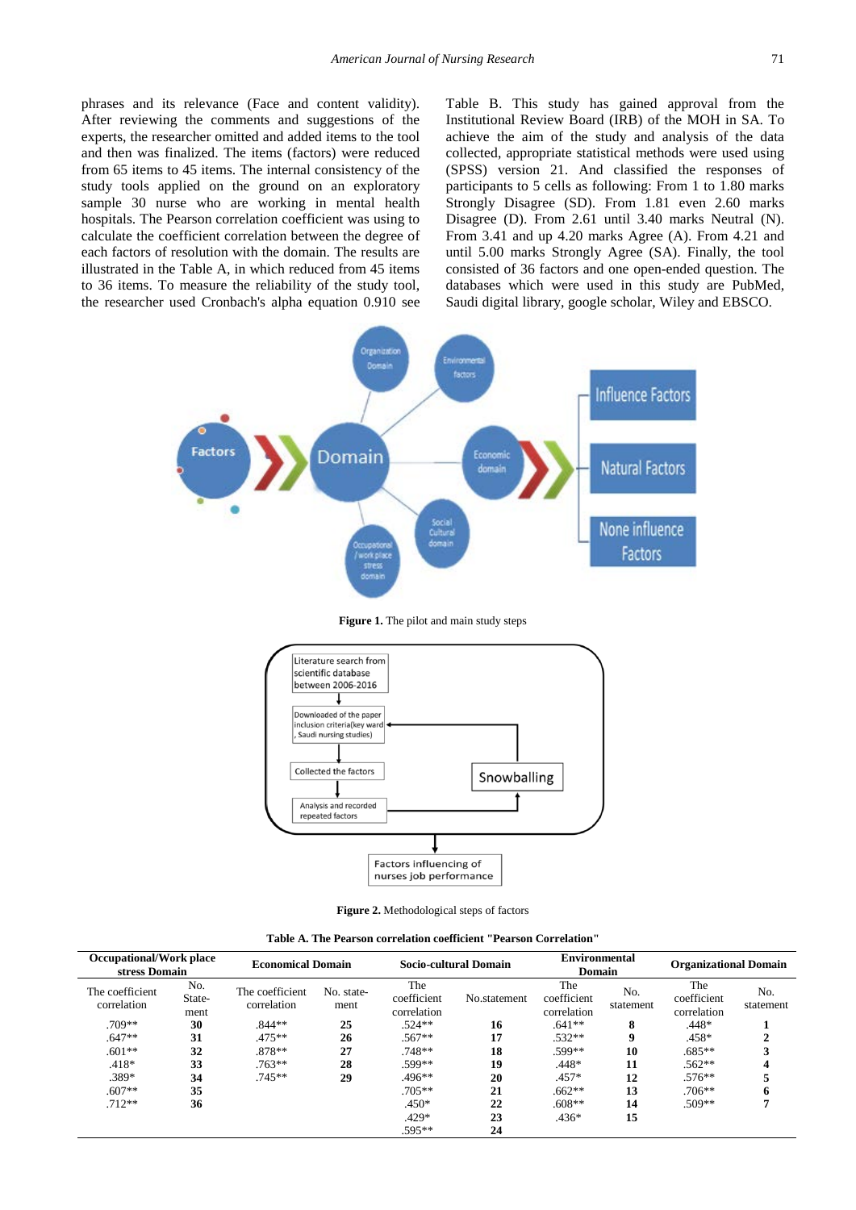phrases and its relevance (Face and content validity). After reviewing the comments and suggestions of the experts, the researcher omitted and added items to the tool and then was finalized. The items (factors) were reduced from 65 items to 45 items. The internal consistency of the study tools applied on the ground and on an exploratory sample 30 nurse who are working in mental health hospitals. The Pearson correlation coefficient was using to calculate the coefficient correlation between the degree of each factors of resolution with the domain. The results are illustrated in the Table A, in which reduced from 45 items to 36 items. To measure the reliability of the study tool, the researcher used Cronbach's alpha equation 0.910 see Table B. This study has gained approval from the Institutional Review Board (IRB) of the MOH in SA. To achieve the aim of the study and analysis of the data collected, appropriate statistical methods were used using (SPSS) version 21. And classified the responses of participants to 5 cells as following: From 1 to 1.80 marks Strongly Disagree (SD). From 1.81 even 2.60 marks Disagree (D). From 2.61 until 3.40 marks Neutral (N). From 3.41 and up 4.20 marks Agree (A). From 4.21 and until 5.00 marks Strongly Agree (SA). Finally, the tool consisted of 36 factors and one open-ended question. The databases which were used in this study are PubMed, Saudi digital library, google scholar, Wiley and EBSCO.

**Figure 1.** The pilot and main study steps

**Figure 2.** Methodological steps of factors

**Table A. The Pearson correlation coefficient "Pearson Correlation"**

| Occupational/Work place stress Domain | | Economical Domain | | Socio-cultural Domain | | Environmental Domain | | Organizational Domain | |
|---|---|---|---|---|---|---|---|---|---|
| The coefficient correlation | No. Statement | The coefficient correlation | No. statement | The coefficient correlation | No.statement | The coefficient correlation | No. statement | The coefficient correlation | No. statement |
| .709** | **30** | .844** | **25** | .524** | **16** | .641** | **8** | .448* | **1** |
| .647** | **31** | .475** | **26** | .567** | **17** | .532** | **9** | .458* | **2** |
| .601** | **32** | .878** | **27** | .748** | **18** | .599** | **10** | .685** | **3** |
| .418* | **33** | .763** | **28** | .599** | **19** | .448* | **11** | .562** | **4** |
| .389* | **34** | .745** | **29** | .496** | **20** | .457* | **12** | .576** | **5** |
| .607** | **35** | | | .705** | **21** | .662** | **13** | .706** | **6** |
| .712** | **36** | | | .450* | **22** | .608** | **14** | .509** | **7** |
| | | | | .429* | **23** | .436* | **15** | | |
| | | | | .595** | **24** | | | | |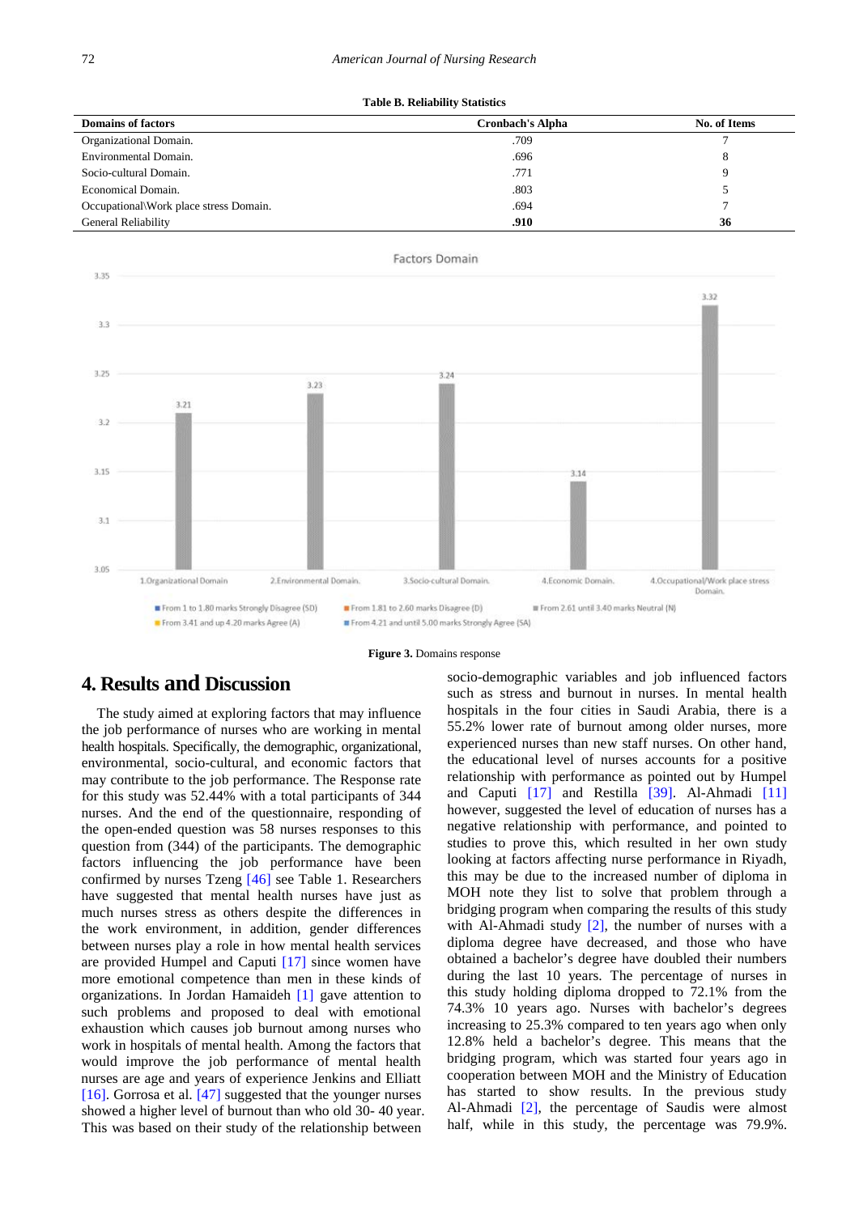**Table B. Reliability Statistics**

| Domains of factors | Cronbach's Alpha | No. of Items |
|---|---|---|
| Organizational Domain. | .709 | 7 |
| Environmental Domain. | .696 | 8 |
| Socio-cultural Domain. | .771 | 9 |
| Economical Domain. | .803 | 5 |
| Occupational\Work place stress Domain. | .694 | 7 |
| General Reliability | **.910** | **36** |

**Figure 3.** Domains response

## 4. Results and Discussion

The study aimed at exploring factors that may influence the job performance of nurses who are working in mental health hospitals. Specifically, the demographic, organizational, environmental, socio-cultural, and economic factors that may contribute to the job performance. The Response rate for this study was 52.44% with a total participants of 344 nurses. And the end of the questionnaire, responding of the open-ended question was 58 nurses responses to this question from (344) of the participants. The demographic factors influencing the job performance have been confirmed by nurses Tzeng [46] see Table 1. Researchers have suggested that mental health nurses have just as much nurses stress as others despite the differences in the work environment, in addition, gender differences between nurses play a role in how mental health services are provided Humpel and Caputi [17] since women have more emotional competence than men in these kinds of organizations. In Jordan Hamaideh [1] gave attention to such problems and proposed to deal with emotional exhaustion which causes job burnout among nurses who work in hospitals of mental health. Among the factors that would improve the job performance of mental health nurses are age and years of experience Jenkins and Elliatt [16]. Gorrosa et al. [47] suggested that the younger nurses showed a higher level of burnout than who old 30- 40 year. This was based on their study of the relationship between socio-demographic variables and job influenced factors such as stress and burnout in nurses. In mental health hospitals in the four cities in Saudi Arabia, there is a 55.2% lower rate of burnout among older nurses, more experienced nurses than new staff nurses. On other hand, the educational level of nurses accounts for a positive relationship with performance as pointed out by Humpel and Caputi [17] and Restilla [39]. Al-Ahmadi [11] however, suggested the level of education of nurses has a negative relationship with performance, and pointed to studies to prove this, which resulted in her own study looking at factors affecting nurse performance in Riyadh, this may be due to the increased number of diploma in MOH note they list to solve that problem through a bridging program when comparing the results of this study with Al-Ahmadi study [2], the number of nurses with a diploma degree have decreased, and those who have obtained a bachelor's degree have doubled their numbers during the last 10 years. The percentage of nurses in this study holding diploma dropped to 72.1% from the 74.3% 10 years ago. Nurses with bachelor's degrees increasing to 25.3% compared to ten years ago when only 12.8% held a bachelor's degree. This means that the bridging program, which was started four years ago in cooperation between MOH and the Ministry of Education has started to show results. In the previous study Al-Ahmadi [2], the percentage of Saudis were almost half, while in this study, the percentage was 79.9%.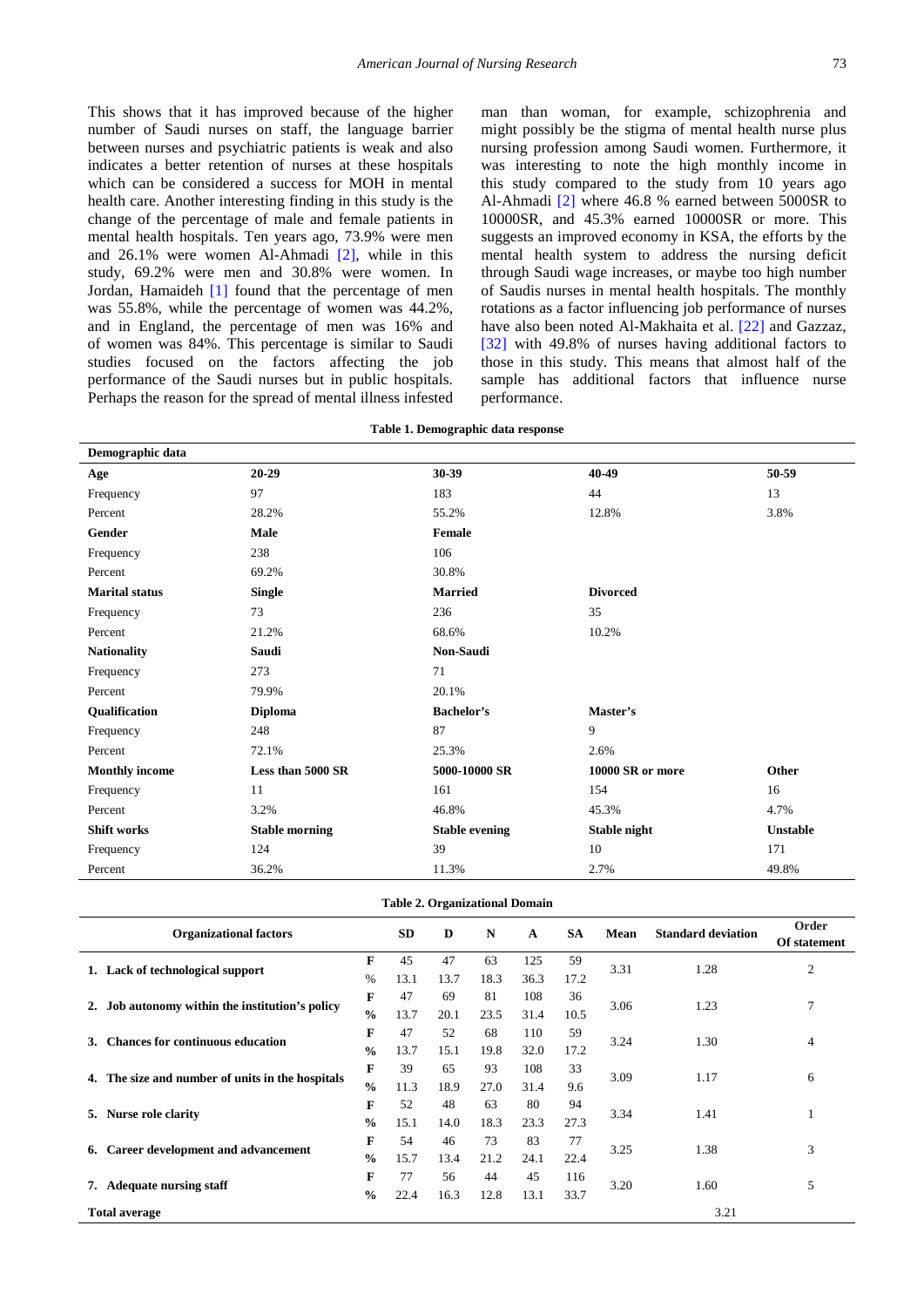This shows that it has improved because of the higher number of Saudi nurses on staff, the language barrier between nurses and psychiatric patients is weak and also indicates a better retention of nurses at these hospitals which can be considered a success for MOH in mental health care. Another interesting finding in this study is the change of the percentage of male and female patients in mental health hospitals. Ten years ago, 73.9% were men and 26.1% were women Al-Ahmadi [2], while in this study, 69.2% were men and 30.8% were women. In Jordan, Hamaideh [1] found that the percentage of men was 55.8%, while the percentage of women was 44.2%, and in England, the percentage of men was 16% and of women was 84%. This percentage is similar to Saudi studies focused on the factors affecting the job performance of the Saudi nurses but in public hospitals. Perhaps the reason for the spread of mental illness infested man than woman, for example, schizophrenia and might possibly be the stigma of mental health nurse plus nursing profession among Saudi women. Furthermore, it was interesting to note the high monthly income in this study compared to the study from 10 years ago Al-Ahmadi [2] where 46.8 % earned between 5000SR to 10000SR, and 45.3% earned 10000SR or more. This suggests an improved economy in KSA, the efforts by the mental health system to address the nursing deficit through Saudi wage increases, or maybe too high number of Saudis nurses in mental health hospitals. The monthly rotations as a factor influencing job performance of nurses have also been noted Al-Makhaita et al. [22] and Gazzaz, [32] with 49.8% of nurses having additional factors to those in this study. This means that almost half of the sample has additional factors that influence nurse performance.

**Table 1. Demographic data response**

| Demographic data | | | | |
|---|---|---|---|---|
| **Age** | **20-29** | **30-39** | **40-49** | **50-59** |
| Frequency | 97 | 183 | 44 | 13 |
| Percent | 28.2% | 55.2% | 12.8% | 3.8% |
| **Gender** | **Male** | **Female** | | |
| Frequency | 238 | 106 | | |
| Percent | 69.2% | 30.8% | | |
| **Marital status** | **Single** | **Married** | **Divorced** | |
| Frequency | 73 | 236 | 35 | |
| Percent | 21.2% | 68.6% | 10.2% | |
| **Nationality** | **Saudi** | **Non-Saudi** | | |
| Frequency | 273 | 71 | | |
| Percent | 79.9% | 20.1% | | |
| **Qualification** | **Diploma** | **Bachelor's** | **Master's** | |
| Frequency | 248 | 87 | 9 | |
| Percent | 72.1% | 25.3% | 2.6% | |
| **Monthly income** | **Less than 5000 SR** | **5000-10000 SR** | **10000 SR or more** | **Other** |
| Frequency | 11 | 161 | 154 | 16 |
| Percent | 3.2% | 46.8% | 45.3% | 4.7% |
| **Shift works** | **Stable morning** | **Stable evening** | **Stable night** | **Unstable** |
| Frequency | 124 | 39 | 10 | 171 |
| Percent | 36.2% | 11.3% | 2.7% | 49.8% |

**Table 2. Organizational Domain**

| Organizational factors | | SD | D | N | A | SA | Mean | Standard deviation | Order Of statement |
|---|---|---|---|---|---|---|---|---|---|
| **1. Lack of technological support** | F | 45 | 47 | 63 | 125 | 59 | 3.31 | 1.28 | 2 |
| | % | 13.1 | 13.7 | 18.3 | 36.3 | 17.2 | | | |
| **2. Job autonomy within the institution's policy** | F | 47 | 69 | 81 | 108 | 36 | 3.06 | 1.23 | 7 |
| | % | 13.7 | 20.1 | 23.5 | 31.4 | 10.5 | | | |
| **3. Chances for continuous education** | F | 47 | 52 | 68 | 110 | 59 | 3.24 | 1.30 | 4 |
| | % | 13.7 | 15.1 | 19.8 | 32.0 | 17.2 | | | |
| **4. The size and number of units in the hospitals** | F | 39 | 65 | 93 | 108 | 33 | 3.09 | 1.17 | 6 |
| | % | 11.3 | 18.9 | 27.0 | 31.4 | 9.6 | | | |
| **5. Nurse role clarity** | F | 52 | 48 | 63 | 80 | 94 | 3.34 | 1.41 | 1 |
| | % | 15.1 | 14.0 | 18.3 | 23.3 | 27.3 | | | |
| **6. Career development and advancement** | F | 54 | 46 | 73 | 83 | 77 | 3.25 | 1.38 | 3 |
| | % | 15.7 | 13.4 | 21.2 | 24.1 | 22.4 | | | |
| **7. Adequate nursing staff** | F | 77 | 56 | 44 | 45 | 116 | 3.20 | 1.60 | 5 |
| | % | 22.4 | 16.3 | 12.8 | 13.1 | 33.7 | | | |
| **Total average** | | | | | | | | 3.21 | |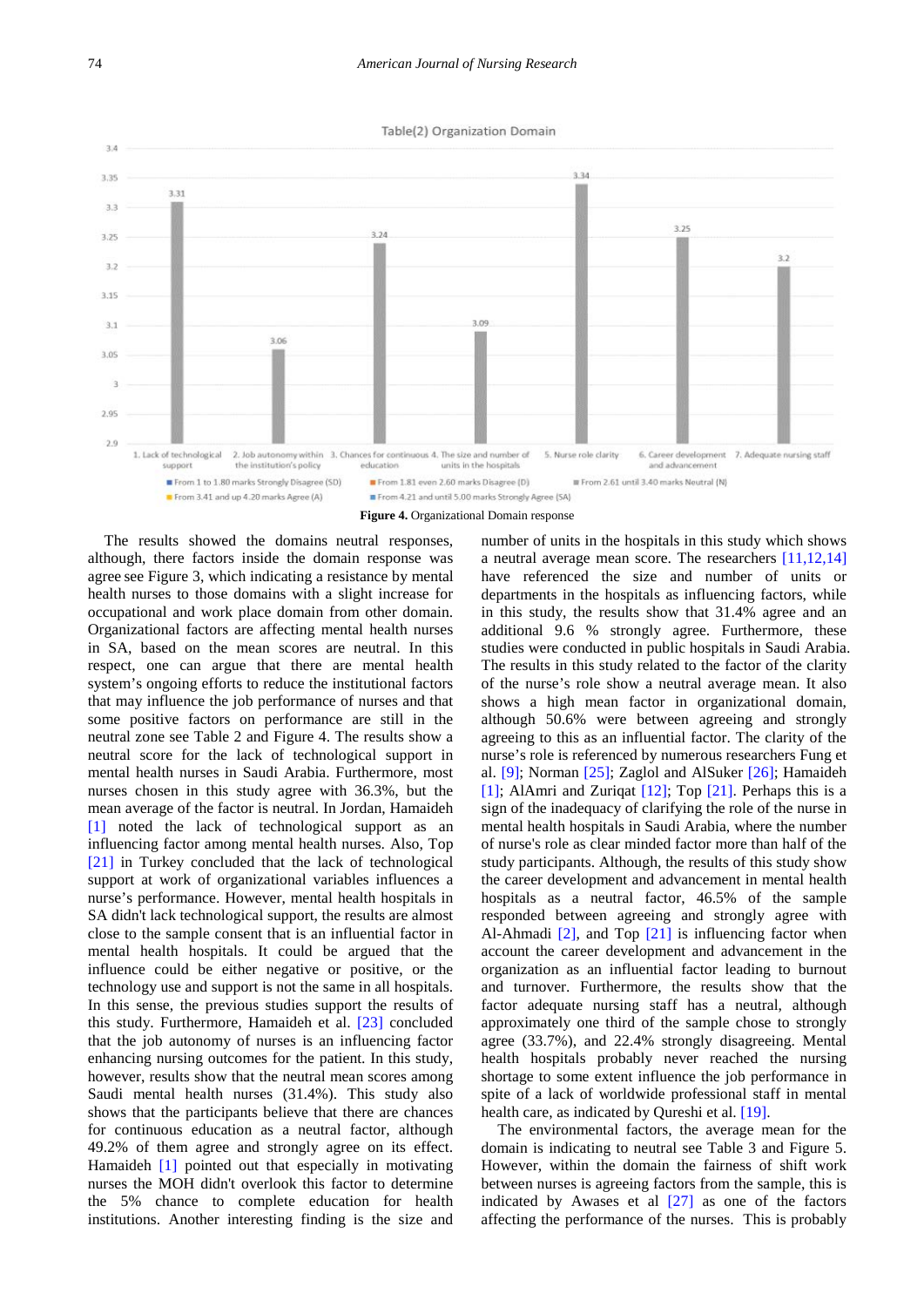Figure 4. Organizational Domain response

The results showed the domains neutral responses, although, there factors inside the domain response was agree see Figure 3, which indicating a resistance by mental health nurses to those domains with a slight increase for occupational and work place domain from other domain. Organizational factors are affecting mental health nurses in SA, based on the mean scores are neutral. In this respect, one can argue that there are mental health system's ongoing efforts to reduce the institutional factors that may influence the job performance of nurses and that some positive factors on performance are still in the neutral zone see Table 2 and Figure 4. The results show a neutral score for the lack of technological support in mental health nurses in Saudi Arabia. Furthermore, most nurses chosen in this study agree with 36.3%, but the mean average of the factor is neutral. In Jordan, Hamaideh [1] noted the lack of technological support as an influencing factor among mental health nurses. Also, Top [21] in Turkey concluded that the lack of technological support at work of organizational variables influences a nurse's performance. However, mental health hospitals in SA didn't lack technological support, the results are almost close to the sample consent that is an influential factor in mental health hospitals. It could be argued that the influence could be either negative or positive, or the technology use and support is not the same in all hospitals. In this sense, the previous studies support the results of this study. Furthermore, Hamaideh et al. [23] concluded that the job autonomy of nurses is an influencing factor enhancing nursing outcomes for the patient. In this study, however, results show that the neutral mean scores among Saudi mental health nurses (31.4%). This study also shows that the participants believe that there are chances for continuous education as a neutral factor, although 49.2% of them agree and strongly agree on its effect. Hamaideh [1] pointed out that especially in motivating nurses the MOH didn't overlook this factor to determine the 5% chance to complete education for health institutions. Another interesting finding is the size and number of units in the hospitals in this study which shows a neutral average mean score. The researchers [11,12,14] have referenced the size and number of units or departments in the hospitals as influencing factors, while in this study, the results show that 31.4% agree and an additional 9.6 % strongly agree. Furthermore, these studies were conducted in public hospitals in Saudi Arabia. The results in this study related to the factor of the clarity of the nurse's role show a neutral average mean. It also shows a high mean factor in organizational domain, although 50.6% were between agreeing and strongly agreeing to this as an influential factor. The clarity of the nurse's role is referenced by numerous researchers Fung et al. [9]; Norman [25]; Zaglol and AlSuker [26]; Hamaideh [1]; AlAmri and Zuriqat [12]; Top [21]. Perhaps this is a sign of the inadequacy of clarifying the role of the nurse in mental health hospitals in Saudi Arabia, where the number of nurse's role as clear minded factor more than half of the study participants. Although, the results of this study show the career development and advancement in mental health hospitals as a neutral factor, 46.5% of the sample responded between agreeing and strongly agree with Al-Ahmadi [2], and Top [21] is influencing factor when account the career development and advancement in the organization as an influential factor leading to burnout and turnover. Furthermore, the results show that the factor adequate nursing staff has a neutral, although approximately one third of the sample chose to strongly agree (33.7%), and 22.4% strongly disagreeing. Mental health hospitals probably never reached the nursing shortage to some extent influence the job performance in spite of a lack of worldwide professional staff in mental health care, as indicated by Qureshi et al. [19].

The environmental factors, the average mean for the domain is indicating to neutral see Table 3 and Figure 5. However, within the domain the fairness of shift work between nurses is agreeing factors from the sample, this is indicated by Awases et al [27] as one of the factors affecting the performance of the nurses. This is probably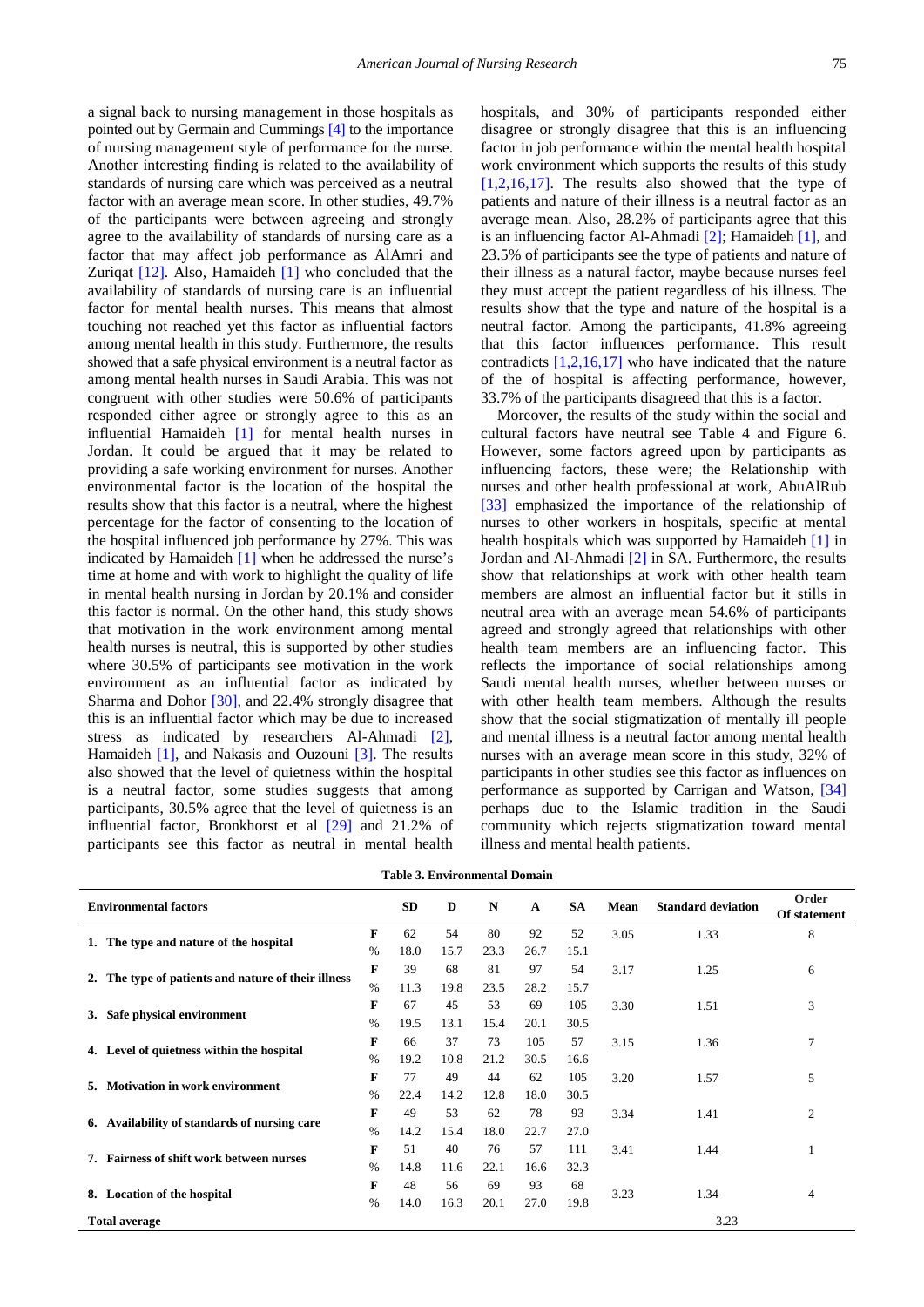a signal back to nursing management in those hospitals as pointed out by Germain and Cummings [4] to the importance of nursing management style of performance for the nurse. Another interesting finding is related to the availability of standards of nursing care which was perceived as a neutral factor with an average mean score. In other studies, 49.7% of the participants were between agreeing and strongly agree to the availability of standards of nursing care as a factor that may affect job performance as AlAmri and Zuriqat [12]. Also, Hamaideh [1] who concluded that the availability of standards of nursing care is an influential factor for mental health nurses. This means that almost touching not reached yet this factor as influential factors among mental health in this study. Furthermore, the results showed that a safe physical environment is a neutral factor as among mental health nurses in Saudi Arabia. This was not congruent with other studies were 50.6% of participants responded either agree or strongly agree to this as an influential Hamaideh [1] for mental health nurses in Jordan. It could be argued that it may be related to providing a safe working environment for nurses. Another environmental factor is the location of the hospital the results show that this factor is a neutral, where the highest percentage for the factor of consenting to the location of the hospital influenced job performance by 27%. This was indicated by Hamaideh [1] when he addressed the nurse's time at home and with work to highlight the quality of life in mental health nursing in Jordan by 20.1% and consider this factor is normal. On the other hand, this study shows that motivation in the work environment among mental health nurses is neutral, this is supported by other studies where 30.5% of participants see motivation in the work environment as an influential factor as indicated by Sharma and Dohor [30], and 22.4% strongly disagree that this is an influential factor which may be due to increased stress as indicated by researchers Al-Ahmadi [2], Hamaideh [1], and Nakasis and Ouzouni [3]. The results also showed that the level of quietness within the hospital is a neutral factor, some studies suggests that among participants, 30.5% agree that the level of quietness is an influential factor, Bronkhorst et al [29] and 21.2% of participants see this factor as neutral in mental health hospitals, and 30% of participants responded either disagree or strongly disagree that this is an influencing factor in job performance within the mental health hospital work environment which supports the results of this study [1,2,16,17]. The results also showed that the type of patients and nature of their illness is a neutral factor as an average mean. Also, 28.2% of participants agree that this is an influencing factor Al-Ahmadi [2]; Hamaideh [1], and 23.5% of participants see the type of patients and nature of their illness as a natural factor, maybe because nurses feel they must accept the patient regardless of his illness. The results show that the type and nature of the hospital is a neutral factor. Among the participants, 41.8% agreeing that this factor influences performance. This result contradicts [1,2,16,17] who have indicated that the nature of the of hospital is affecting performance, however, 33.7% of the participants disagreed that this is a factor.

Moreover, the results of the study within the social and cultural factors have neutral see Table 4 and Figure 6. However, some factors agreed upon by participants as influencing factors, these were; the Relationship with nurses and other health professional at work, AbuAlRub [33] emphasized the importance of the relationship of nurses to other workers in hospitals, specific at mental health hospitals which was supported by Hamaideh [1] in Jordan and Al-Ahmadi [2] in SA. Furthermore, the results show that relationships at work with other health team members are almost an influential factor but it stills in neutral area with an average mean 54.6% of participants agreed and strongly agreed that relationships with other health team members are an influencing factor. This reflects the importance of social relationships among Saudi mental health nurses, whether between nurses or with other health team members. Although the results show that the social stigmatization of mentally ill people and mental illness is a neutral factor among mental health nurses with an average mean score in this study, 32% of participants in other studies see this factor as influences on performance as supported by Carrigan and Watson, [34] perhaps due to the Islamic tradition in the Saudi community which rejects stigmatization toward mental illness and mental health patients.

**Table 3. Environmental Domain**

| Environmental factors | | SD | D | N | A | SA | Mean | Standard deviation | Order Of statement |
|---|---|---|---|---|---|---|---|---|---|
| **1. The type and nature of the hospital** | F | 62 | 54 | 80 | 92 | 52 | 3.05 | 1.33 | 8 |
| | % | 18.0 | 15.7 | 23.3 | 26.7 | 15.1 | | | |
| **2. The type of patients and nature of their illness** | F | 39 | 68 | 81 | 97 | 54 | 3.17 | 1.25 | 6 |
| | % | 11.3 | 19.8 | 23.5 | 28.2 | 15.7 | | | |
| **3. Safe physical environment** | F | 67 | 45 | 53 | 69 | 105 | 3.30 | 1.51 | 3 |
| | % | 19.5 | 13.1 | 15.4 | 20.1 | 30.5 | | | |
| **4. Level of quietness within the hospital** | F | 66 | 37 | 73 | 105 | 57 | 3.15 | 1.36 | 7 |
| | % | 19.2 | 10.8 | 21.2 | 30.5 | 16.6 | | | |
| **5. Motivation in work environment** | F | 77 | 49 | 44 | 62 | 105 | 3.20 | 1.57 | 5 |
| | % | 22.4 | 14.2 | 12.8 | 18.0 | 30.5 | | | |
| **6. Availability of standards of nursing care** | F | 49 | 53 | 62 | 78 | 93 | 3.34 | 1.41 | 2 |
| | % | 14.2 | 15.4 | 18.0 | 22.7 | 27.0 | | | |
| **7. Fairness of shift work between nurses** | F | 51 | 40 | 76 | 57 | 111 | 3.41 | 1.44 | 1 |
| | % | 14.8 | 11.6 | 22.1 | 16.6 | 32.3 | | | |
| **8. Location of the hospital** | F | 48 | 56 | 69 | 93 | 68 | 3.23 | 1.34 | 4 |
| | % | 14.0 | 16.3 | 20.1 | 27.0 | 19.8 | | | |
| **Total average** | | | | | | | | 3.23 | |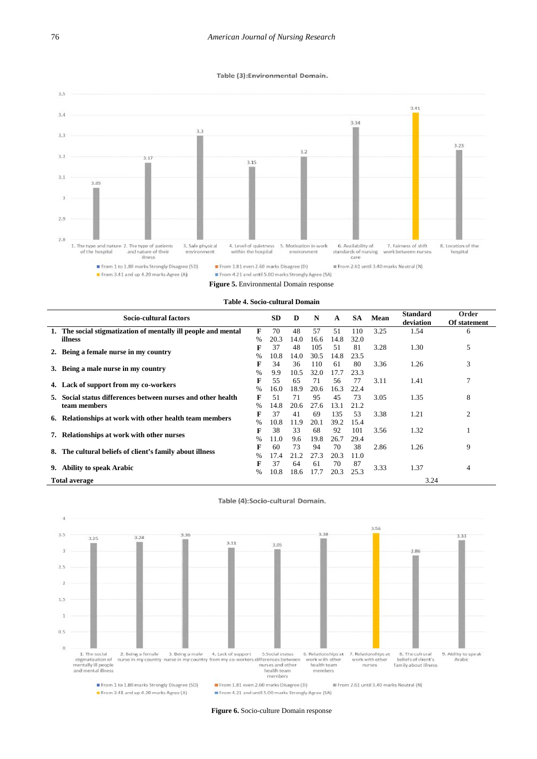Table (3):Environmental Domain.

Figure 5. Environmental Domain response

**Table 4. Socio-cultural Domain**

| Socio-cultural factors | | SD | D | N | A | SA | Mean | Standard deviation | Order Of statement |
|---|---|---|---|---|---|---|---|---|---|
| 1. The social stigmatization of mentally ill people and mental illness | F | 70 | 48 | 57 | 51 | 110 | 3.25 | 1.54 | 6 |
| | % | 20.3 | 14.0 | 16.6 | 14.8 | 32.0 | | | |
| 2. Being a female nurse in my country | F | 37 | 48 | 105 | 51 | 81 | 3.28 | 1.30 | 5 |
| | % | 10.8 | 14.0 | 30.5 | 14.8 | 23.5 | | | |
| 3. Being a male nurse in my country | F | 34 | 36 | 110 | 61 | 80 | 3.36 | 1.26 | 3 |
| | % | 9.9 | 10.5 | 32.0 | 17.7 | 23.3 | | | |
| 4. Lack of support from my co-workers | F | 55 | 65 | 71 | 56 | 77 | 3.11 | 1.41 | 7 |
| | % | 16.0 | 18.9 | 20.6 | 16.3 | 22.4 | | | |
| 5. Social status differences between nurses and other health team members | F | 51 | 71 | 95 | 45 | 73 | 3.05 | 1.35 | 8 |
| | % | 14.8 | 20.6 | 27.6 | 13.1 | 21.2 | | | |
| 6. Relationships at work with other health team members | F | 37 | 41 | 69 | 135 | 53 | 3.38 | 1.21 | 2 |
| | % | 10.8 | 11.9 | 20.1 | 39.2 | 15.4 | | | |
| 7. Relationships at work with other nurses | F | 38 | 33 | 68 | 92 | 101 | 3.56 | 1.32 | 1 |
| | % | 11.0 | 9.6 | 19.8 | 26.7 | 29.4 | | | |
| 8. The cultural beliefs of client's family about illness | F | 60 | 73 | 94 | 70 | 38 | 2.86 | 1.26 | 9 |
| | % | 17.4 | 21.2 | 27.3 | 20.3 | 11.0 | | | |
| 9. Ability to speak Arabic | F | 37 | 64 | 61 | 70 | 87 | 3.33 | 1.37 | 4 |
| | % | 10.8 | 18.6 | 17.7 | 20.3 | 25.3 | | | |
| **Total average** | | | | | | | | 3.24 | |

Table (4):Socio-cultural Domain.

Figure 6. Socio-culture Domain response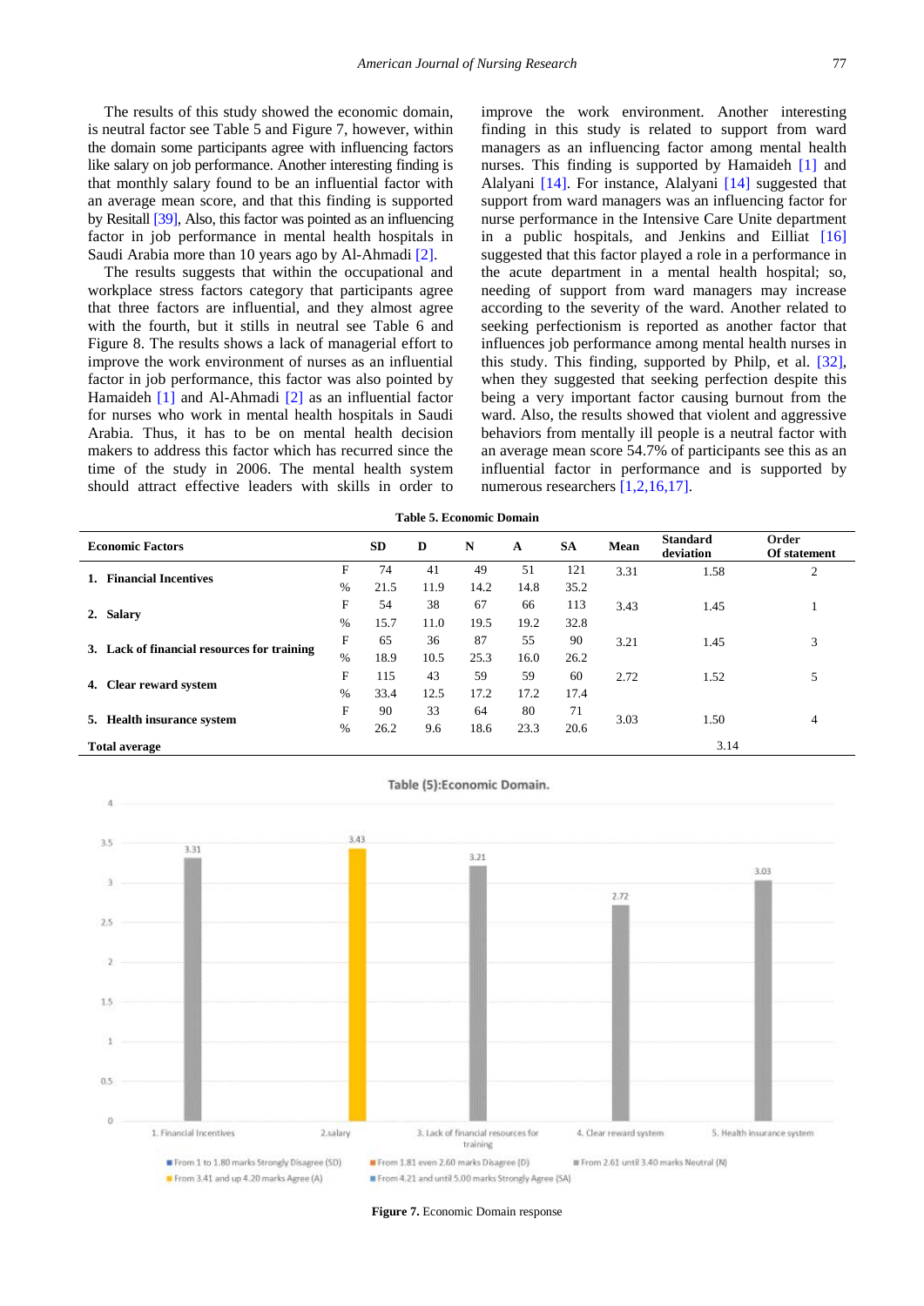The results of this study showed the economic domain, is neutral factor see Table 5 and Figure 7, however, within the domain some participants agree with influencing factors like salary on job performance. Another interesting finding is that monthly salary found to be an influential factor with an average mean score, and that this finding is supported by Resitall [39], Also, this factor was pointed as an influencing factor in job performance in mental health hospitals in Saudi Arabia more than 10 years ago by Al-Ahmadi [2].

The results suggests that within the occupational and workplace stress factors category that participants agree that three factors are influential, and they almost agree with the fourth, but it stills in neutral see Table 6 and Figure 8. The results shows a lack of managerial effort to improve the work environment of nurses as an influential factor in job performance, this factor was also pointed by Hamaideh [1] and Al-Ahmadi [2] as an influential factor for nurses who work in mental health hospitals in Saudi Arabia. Thus, it has to be on mental health decision makers to address this factor which has recurred since the time of the study in 2006. The mental health system should attract effective leaders with skills in order to improve the work environment. Another interesting finding in this study is related to support from ward managers as an influencing factor among mental health nurses. This finding is supported by Hamaideh [1] and Alalyani [14]. For instance, Alalyani [14] suggested that support from ward managers was an influencing factor for nurse performance in the Intensive Care Unite department in a public hospitals, and Jenkins and Eilliat [16] suggested that this factor played a role in a performance in the acute department in a mental health hospital; so, needing of support from ward managers may increase according to the severity of the ward. Another related to seeking perfectionism is reported as another factor that influences job performance among mental health nurses in this study. This finding, supported by Philp, et al. [32], when they suggested that seeking perfection despite this being a very important factor causing burnout from the ward. Also, the results showed that violent and aggressive behaviors from mentally ill people is a neutral factor with an average mean score 54.7% of participants see this as an influential factor in performance and is supported by numerous researchers [1,2,16,17].

**Table 5. Economic Domain**

| Economic Factors | | SD | D | N | A | SA | Mean | Standard deviation | Order Of statement |
|---|---|---|---|---|---|---|---|---|---|
| **1. Financial Incentives** | F | 74 | 41 | 49 | 51 | 121 | 3.31 | 1.58 | 2 |
| | % | 21.5 | 11.9 | 14.2 | 14.8 | 35.2 | | | |
| **2. Salary** | F | 54 | 38 | 67 | 66 | 113 | 3.43 | 1.45 | 1 |
| | % | 15.7 | 11.0 | 19.5 | 19.2 | 32.8 | | | |
| **3. Lack of financial resources for training** | F | 65 | 36 | 87 | 55 | 90 | 3.21 | 1.45 | 3 |
| | % | 18.9 | 10.5 | 25.3 | 16.0 | 26.2 | | | |
| **4. Clear reward system** | F | 115 | 43 | 59 | 59 | 60 | 2.72 | 1.52 | 5 |
| | % | 33.4 | 12.5 | 17.2 | 17.2 | 17.4 | | | |
| **5. Health insurance system** | F | 90 | 33 | 64 | 80 | 71 | 3.03 | 1.50 | 4 |
| | % | 26.2 | 9.6 | 18.6 | 23.3 | 20.6 | | | |
| **Total average** | | | | | | | | 3.14 | |

**Figure 7.** Economic Domain response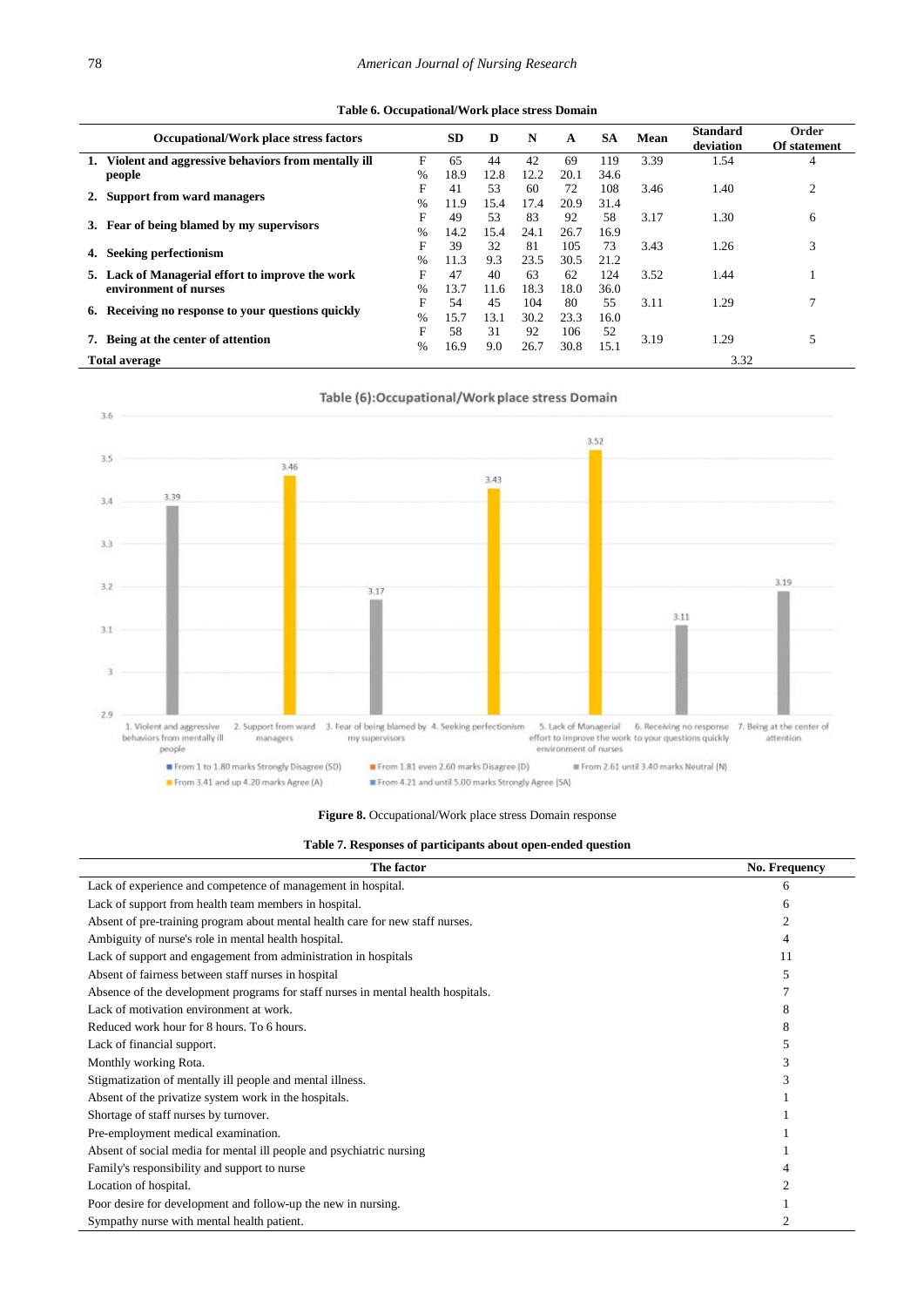**Table 6. Occupational/Work place stress Domain**

| Occupational/Work place stress factors | | SD | D | N | A | SA | Mean | Standard deviation | Order Of statement |
|---|---|---|---|---|---|---|---|---|---|
| 1. Violent and aggressive behaviors from mentally ill people | F | 65 | 44 | 42 | 69 | 119 | 3.39 | 1.54 | 4 |
| | % | 18.9 | 12.8 | 12.2 | 20.1 | 34.6 | | | |
| 2. Support from ward managers | F | 41 | 53 | 60 | 72 | 108 | 3.46 | 1.40 | 2 |
| | % | 11.9 | 15.4 | 17.4 | 20.9 | 31.4 | | | |
| 3. Fear of being blamed by my supervisors | F | 49 | 53 | 83 | 92 | 58 | 3.17 | 1.30 | 6 |
| | % | 14.2 | 15.4 | 24.1 | 26.7 | 16.9 | | | |
| 4. Seeking perfectionism | F | 39 | 32 | 81 | 105 | 73 | 3.43 | 1.26 | 3 |
| | % | 11.3 | 9.3 | 23.5 | 30.5 | 21.2 | | | |
| 5. Lack of Managerial effort to improve the work environment of nurses | F | 47 | 40 | 63 | 62 | 124 | 3.52 | 1.44 | 1 |
| | % | 13.7 | 11.6 | 18.3 | 18.0 | 36.0 | | | |
| 6. Receiving no response to your questions quickly | F | 54 | 45 | 104 | 80 | 55 | 3.11 | 1.29 | 7 |
| | % | 15.7 | 13.1 | 30.2 | 23.3 | 16.0 | | | |
| 7. Being at the center of attention | F | 58 | 31 | 92 | 106 | 52 | 3.19 | 1.29 | 5 |
| | % | 16.9 | 9.0 | 26.7 | 30.8 | 15.1 | | | |
| **Total average** | | | | | | | | 3.32 | |

**Figure 8.** Occupational/Work place stress Domain response

**Table 7. Responses of participants about open-ended question**

| The factor | No. Frequency |
|---|---|
| Lack of experience and competence of management in hospital. | 6 |
| Lack of support from health team members in hospital. | 6 |
| Absent of pre-training program about mental health care for new staff nurses. | 2 |
| Ambiguity of nurse's role in mental health hospital. | 4 |
| Lack of support and engagement from administration in hospitals | 11 |
| Absent of fairness between staff nurses in hospital | 5 |
| Absence of the development programs for staff nurses in mental health hospitals. | 7 |
| Lack of motivation environment at work. | 8 |
| Reduced work hour for 8 hours. To 6 hours. | 8 |
| Lack of financial support. | 5 |
| Monthly working Rota. | 3 |
| Stigmatization of mentally ill people and mental illness. | 3 |
| Absent of the privatize system work in the hospitals. | 1 |
| Shortage of staff nurses by turnover. | 1 |
| Pre-employment medical examination. | 1 |
| Absent of social media for mental ill people and psychiatric nursing | 1 |
| Family's responsibility and support to nurse | 4 |
| Location of hospital. | 2 |
| Poor desire for development and follow-up the new in nursing. | 1 |
| Sympathy nurse with mental health patient. | 2 |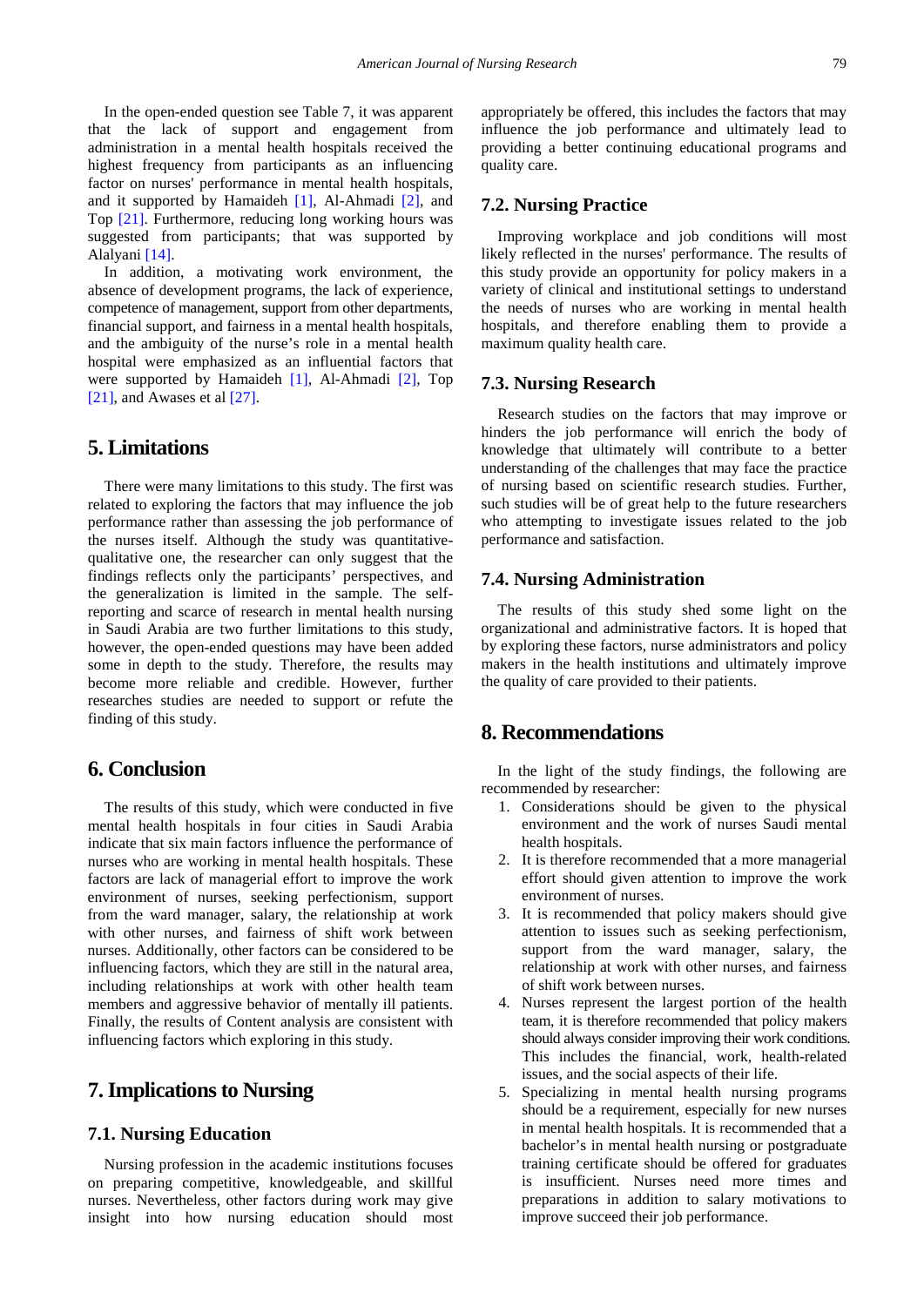In the open-ended question see Table 7, it was apparent that the lack of support and engagement from administration in a mental health hospitals received the highest frequency from participants as an influencing factor on nurses' performance in mental health hospitals, and it supported by Hamaideh [1], Al-Ahmadi [2], and Top [21]. Furthermore, reducing long working hours was suggested from participants; that was supported by Alalyani [14].

In addition, a motivating work environment, the absence of development programs, the lack of experience, competence of management, support from other departments, financial support, and fairness in a mental health hospitals, and the ambiguity of the nurse's role in a mental health hospital were emphasized as an influential factors that were supported by Hamaideh [1], Al-Ahmadi [2], Top [21], and Awases et al [27].

## 5. Limitations

There were many limitations to this study. The first was related to exploring the factors that may influence the job performance rather than assessing the job performance of the nurses itself. Although the study was quantitative-qualitative one, the researcher can only suggest that the findings reflects only the participants' perspectives, and the generalization is limited in the sample. The self-reporting and scarce of research in mental health nursing in Saudi Arabia are two further limitations to this study, however, the open-ended questions may have been added some in depth to the study. Therefore, the results may become more reliable and credible. However, further researches studies are needed to support or refute the finding of this study.

## 6. Conclusion

The results of this study, which were conducted in five mental health hospitals in four cities in Saudi Arabia indicate that six main factors influence the performance of nurses who are working in mental health hospitals. These factors are lack of managerial effort to improve the work environment of nurses, seeking perfectionism, support from the ward manager, salary, the relationship at work with other nurses, and fairness of shift work between nurses. Additionally, other factors can be considered to be influencing factors, which they are still in the natural area, including relationships at work with other health team members and aggressive behavior of mentally ill patients. Finally, the results of Content analysis are consistent with influencing factors which exploring in this study.

## 7. Implications to Nursing

### 7.1. Nursing Education

Nursing profession in the academic institutions focuses on preparing competitive, knowledgeable, and skillful nurses. Nevertheless, other factors during work may give insight into how nursing education should most appropriately be offered, this includes the factors that may influence the job performance and ultimately lead to providing a better continuing educational programs and quality care.

### 7.2. Nursing Practice

Improving workplace and job conditions will most likely reflected in the nurses' performance. The results of this study provide an opportunity for policy makers in a variety of clinical and institutional settings to understand the needs of nurses who are working in mental health hospitals, and therefore enabling them to provide a maximum quality health care.

### 7.3. Nursing Research

Research studies on the factors that may improve or hinders the job performance will enrich the body of knowledge that ultimately will contribute to a better understanding of the challenges that may face the practice of nursing based on scientific research studies. Further, such studies will be of great help to the future researchers who attempting to investigate issues related to the job performance and satisfaction.

### 7.4. Nursing Administration

The results of this study shed some light on the organizational and administrative factors. It is hoped that by exploring these factors, nurse administrators and policy makers in the health institutions and ultimately improve the quality of care provided to their patients.

## 8. Recommendations

In the light of the study findings, the following are recommended by researcher:

1. Considerations should be given to the physical environment and the work of nurses Saudi mental health hospitals.
2. It is therefore recommended that a more managerial effort should given attention to improve the work environment of nurses.
3. It is recommended that policy makers should give attention to issues such as seeking perfectionism, support from the ward manager, salary, the relationship at work with other nurses, and fairness of shift work between nurses.
4. Nurses represent the largest portion of the health team, it is therefore recommended that policy makers should always consider improving their work conditions. This includes the financial, work, health-related issues, and the social aspects of their life.
5. Specializing in mental health nursing programs should be a requirement, especially for new nurses in mental health hospitals. It is recommended that a bachelor's in mental health nursing or postgraduate training certificate should be offered for graduates is insufficient. Nurses need more times and preparations in addition to salary motivations to improve succeed their job performance.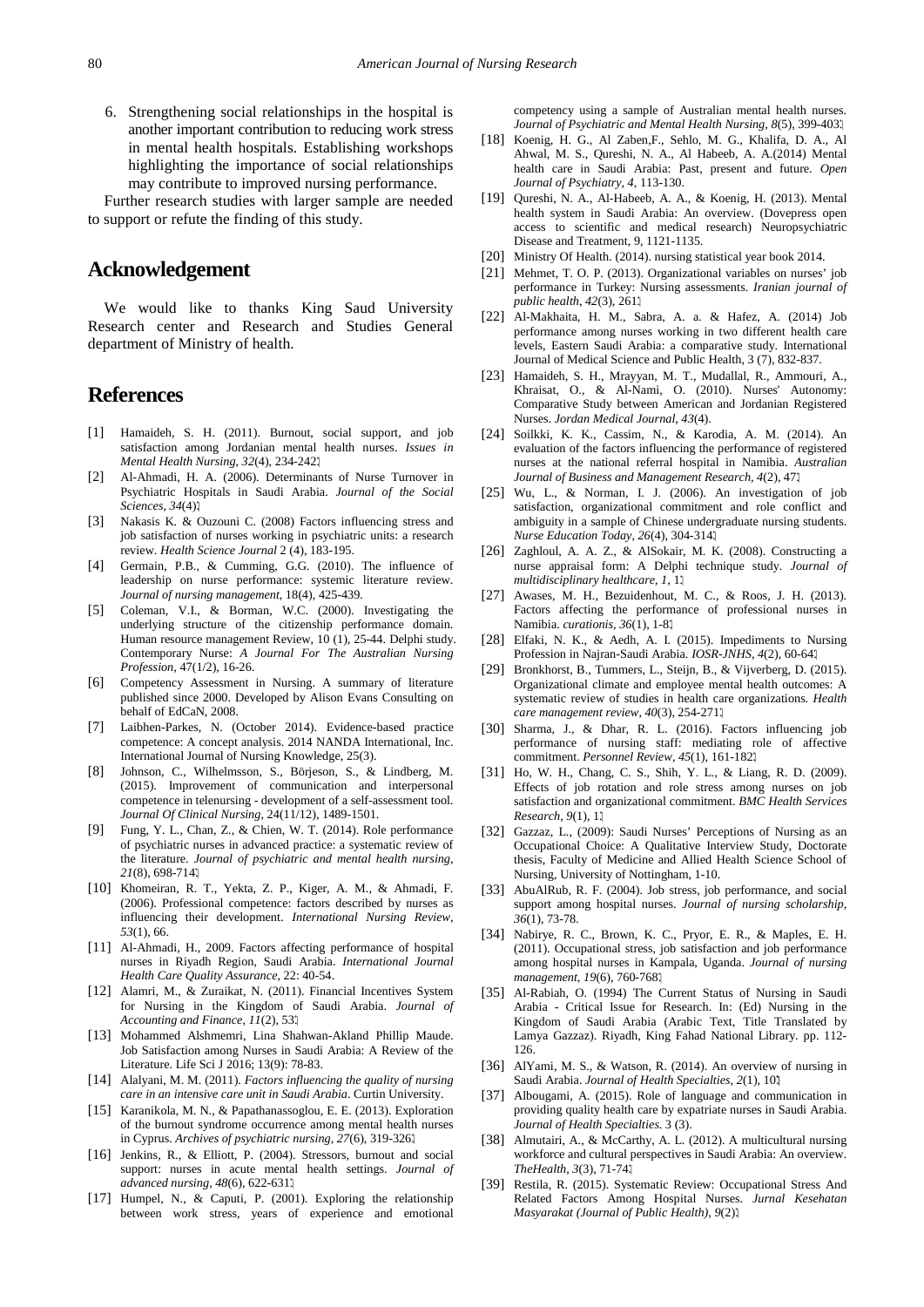6. Strengthening social relationships in the hospital is another important contribution to reducing work stress in mental health hospitals. Establishing workshops highlighting the importance of social relationships may contribute to improved nursing performance.

Further research studies with larger sample are needed to support or refute the finding of this study.

## Acknowledgement

We would like to thanks King Saud University Research center and Research and Studies General department of Ministry of health.

## References

[1] Hamaideh, S. H. (2011). Burnout, social support, and job satisfaction among Jordanian mental health nurses. *Issues in Mental Health Nursing*, *32*(4), 234-242.

[2] Al-Ahmadi, H. A. (2006). Determinants of Nurse Turnover in Psychiatric Hospitals in Saudi Arabia. *Journal of the Social Sciences*, *34*(4).

[3] Nakasis K. & Ouzouni C. (2008) Factors influencing stress and job satisfaction of nurses working in psychiatric units: a research review. *Health Science Journal* 2 (4), 183-195.

[4] Germain, P.B., & Cumming, G.G. (2010). The influence of leadership on nurse performance: systemic literature review. *Journal of nursing management*, 18(4), 425-439.

[5] Coleman, V.I., & Borman, W.C. (2000). Investigating the underlying structure of the citizenship performance domain. Human resource management Review, 10 (1), 25-44. Delphi study. Contemporary Nurse: *A Journal For The Australian Nursing Profession*, 47(1/2), 16-26.

[6] Competency Assessment in Nursing. A summary of literature published since 2000. Developed by Alison Evans Consulting on behalf of EdCaN, 2008.

[7] Laibhen-Parkes, N. (October 2014). Evidence-based practice competence: A concept analysis. 2014 NANDA International, Inc. International Journal of Nursing Knowledge, 25(3).

[8] Johnson, C., Wilhelmsson, S., Börjeson, S., & Lindberg, M. (2015). Improvement of communication and interpersonal competence in telenursing - development of a self-assessment tool. *Journal Of Clinical Nursing*, 24(11/12), 1489-1501.

[9] Fung, Y. L., Chan, Z., & Chien, W. T. (2014). Role performance of psychiatric nurses in advanced practice: a systematic review of the literature. *Journal of psychiatric and mental health nursing*, *21*(8), 698-714.

[10] Khomeiran, R. T., Yekta, Z. P., Kiger, A. M., & Ahmadi, F. (2006). Professional competence: factors described by nurses as influencing their development. *International Nursing Review*, *53*(1), 66.

[11] Al-Ahmadi, H., 2009. Factors affecting performance of hospital nurses in Riyadh Region, Saudi Arabia. *International Journal Health Care Quality Assurance*, 22: 40-54.

[12] Alamri, M., & Zuraikat, N. (2011). Financial Incentives System for Nursing in the Kingdom of Saudi Arabia. *Journal of Accounting and Finance*, *11*(2), 53.

[13] Mohammed Alshmemri, Lina Shahwan-Akland Phillip Maude. Job Satisfaction among Nurses in Saudi Arabia: A Review of the Literature. Life Sci J 2016; 13(9): 78-83.

[14] Alalyani, M. M. (2011). *Factors influencing the quality of nursing care in an intensive care unit in Saudi Arabia*. Curtin University.

[15] Karanikola, M. N., & Papathanassoglou, E. E. (2013). Exploration of the burnout syndrome occurrence among mental health nurses in Cyprus. *Archives of psychiatric nursing*, *27*(6), 319-326.

[16] Jenkins, R., & Elliott, P. (2004). Stressors, burnout and social support: nurses in acute mental health settings. *Journal of advanced nursing*, *48*(6), 622-631.

[17] Humpel, N., & Caputi, P. (2001). Exploring the relationship between work stress, years of experience and emotional competency using a sample of Australian mental health nurses. *Journal of Psychiatric and Mental Health Nursing*, *8*(5), 399-403.

[18] Koenig, H. G., Al Zaben,F., Sehlo, M. G., Khalifa, D. A., Al Ahwal, M. S., Qureshi, N. A., Al Habeeb, A. A.(2014) Mental health care in Saudi Arabia: Past, present and future. *Open Journal of Psychiatry*, *4*, 113-130.

[19] Qureshi, N. A., Al-Habeeb, A. A., & Koenig, H. (2013). Mental health system in Saudi Arabia: An overview. (Dovepress open access to scientific and medical research) Neuropsychiatric Disease and Treatment, 9, 1121-1135.

[20] Ministry Of Health. (2014). nursing statistical year book 2014.

[21] Mehmet, T. O. P. (2013). Organizational variables on nurses' job performance in Turkey: Nursing assessments. *Iranian journal of public health*, *42*(3), 261.

[22] Al-Makhaita, H. M., Sabra, A. a. & Hafez, A. (2014) Job performance among nurses working in two different health care levels, Eastern Saudi Arabia: a comparative study. International Journal of Medical Science and Public Health, 3 (7), 832-837.

[23] Hamaideh, S. H., Mrayyan, M. T., Mudallal, R., Ammouri, A., Khraisat, O., & Al-Nami, O. (2010). Nurses' Autonomy: Comparative Study between American and Jordanian Registered Nurses. *Jordan Medical Journal*, *43*(4).

[24] Soilkki, K. K., Cassim, N., & Karodia, A. M. (2014). An evaluation of the factors influencing the performance of registered nurses at the national referral hospital in Namibia. *Australian Journal of Business and Management Research*, *4*(2), 47.

[25] Wu, L., & Norman, I. J. (2006). An investigation of job satisfaction, organizational commitment and role conflict and ambiguity in a sample of Chinese undergraduate nursing students. *Nurse Education Today*, *26*(4), 304-314.

[26] Zaghloul, A. A. Z., & AlSokair, M. K. (2008). Constructing a nurse appraisal form: A Delphi technique study. *Journal of multidisciplinary healthcare*, *1*, 1.

[27] Awases, M. H., Bezuidenhout, M. C., & Roos, J. H. (2013). Factors affecting the performance of professional nurses in Namibia. *curationis*, *36*(1), 1-8.

[28] Elfaki, N. K., & Aedh, A. I. (2015). Impediments to Nursing Profession in Najran-Saudi Arabia. *IOSR-JNHS*, *4*(2), 60-64.

[29] Bronkhorst, B., Tummers, L., Steijn, B., & Vijverberg, D. (2015). Organizational climate and employee mental health outcomes: A systematic review of studies in health care organizations. *Health care management review*, *40*(3), 254-271.

[30] Sharma, J., & Dhar, R. L. (2016). Factors influencing job performance of nursing staff: mediating role of affective commitment. *Personnel Review*, *45*(1), 161-182.

[31] Ho, W. H., Chang, C. S., Shih, Y. L., & Liang, R. D. (2009). Effects of job rotation and role stress among nurses on job satisfaction and organizational commitment. *BMC Health Services Research*, *9*(1), 1.

[32] Gazzaz, L., (2009): Saudi Nurses' Perceptions of Nursing as an Occupational Choice: A Qualitative Interview Study, Doctorate thesis, Faculty of Medicine and Allied Health Science School of Nursing, University of Nottingham, 1-10.

[33] AbuAlRub, R. F. (2004). Job stress, job performance, and social support among hospital nurses. *Journal of nursing scholarship*, *36*(1), 73-78.

[34] Nabirye, R. C., Brown, K. C., Pryor, E. R., & Maples, E. H. (2011). Occupational stress, job satisfaction and job performance among hospital nurses in Kampala, Uganda. *Journal of nursing management*, *19*(6), 760-768.

[35] Al-Rabiah, O. (1994) The Current Status of Nursing in Saudi Arabia - Critical Issue for Research. In: (Ed) Nursing in the Kingdom of Saudi Arabia (Arabic Text, Title Translated by Lamya Gazzaz). Riyadh, King Fahad National Library. pp. 112-126.

[36] AlYami, M. S., & Watson, R. (2014). An overview of nursing in Saudi Arabia. *Journal of Health Specialties*, *2*(1), 10.

[37] Albougami, A. (2015). Role of language and communication in providing quality health care by expatriate nurses in Saudi Arabia. *Journal of Health Specialties*. 3 (3).

[38] Almutairi, A., & McCarthy, A. L. (2012). A multicultural nursing workforce and cultural perspectives in Saudi Arabia: An overview. *TheHealth*, *3*(3), 71-74.

[39] Restila, R. (2015). Systematic Review: Occupational Stress And Related Factors Among Hospital Nurses. *Jurnal Kesehatan Masyarakat (Journal of Public Health)*, *9*(2).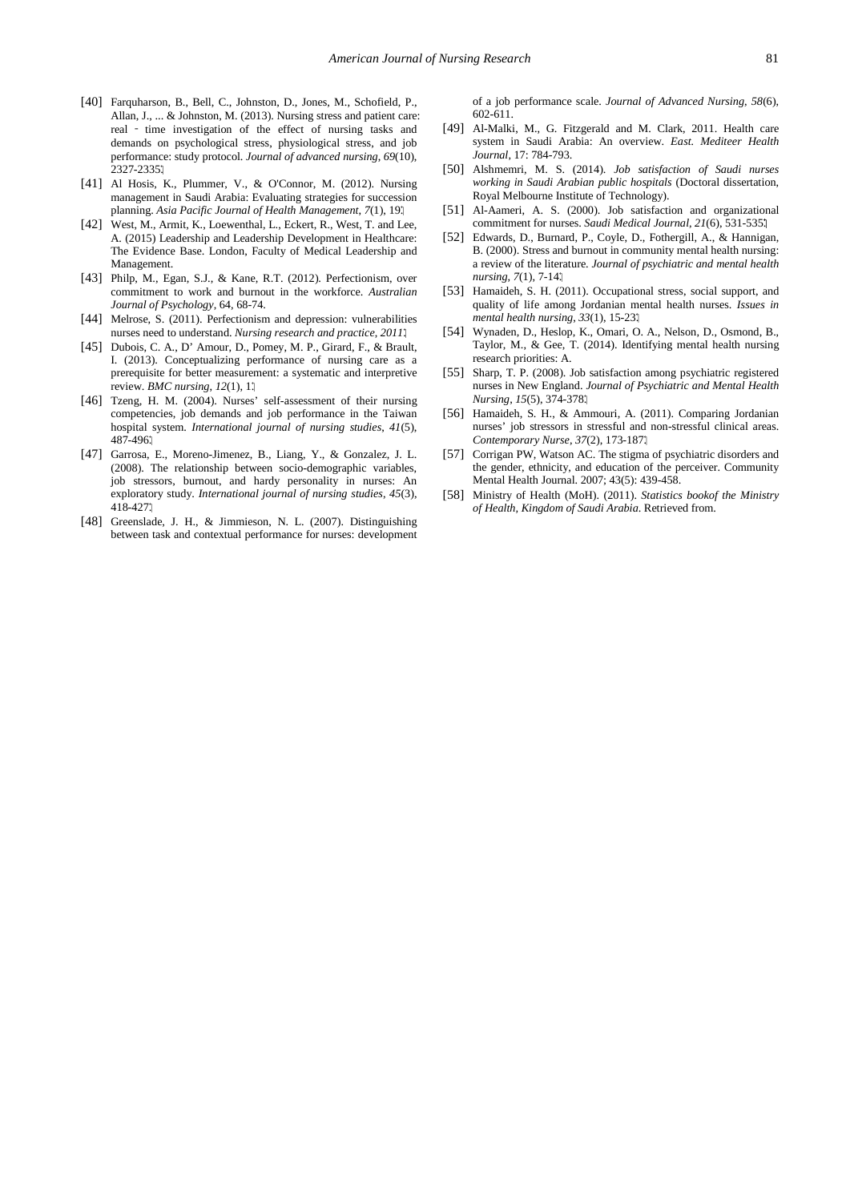[40] Farquharson, B., Bell, C., Johnston, D., Jones, M., Schofield, P., Allan, J., ... & Johnston, M. (2013). Nursing stress and patient care: real - time investigation of the effect of nursing tasks and demands on psychological stress, physiological stress, and job performance: study protocol. *Journal of advanced nursing, 69*(10), 2327-2335.

[41] Al Hosis, K., Plummer, V., & O'Connor, M. (2012). Nursing management in Saudi Arabia: Evaluating strategies for succession planning. *Asia Pacific Journal of Health Management, 7*(1), 19.

[42] West, M., Armit, K., Loewenthal, L., Eckert, R., West, T. and Lee, A. (2015) Leadership and Leadership Development in Healthcare: The Evidence Base. London, Faculty of Medical Leadership and Management.

[43] Philp, M., Egan, S.J., & Kane, R.T. (2012). Perfectionism, over commitment to work and burnout in the workforce. *Australian Journal of Psychology*, 64, 68-74.

[44] Melrose, S. (2011). Perfectionism and depression: vulnerabilities nurses need to understand. *Nursing research and practice, 2011*.

[45] Dubois, C. A., D' Amour, D., Pomey, M. P., Girard, F., & Brault, I. (2013). Conceptualizing performance of nursing care as a prerequisite for better measurement: a systematic and interpretive review. *BMC nursing, 12*(1), 1.

[46] Tzeng, H. M. (2004). Nurses' self-assessment of their nursing competencies, job demands and job performance in the Taiwan hospital system. *International journal of nursing studies, 41*(5), 487-496.

[47] Garrosa, E., Moreno-Jimenez, B., Liang, Y., & Gonzalez, J. L. (2008). The relationship between socio-demographic variables, job stressors, burnout, and hardy personality in nurses: An exploratory study. *International journal of nursing studies, 45*(3), 418-427.

[48] Greenslade, J. H., & Jimmieson, N. L. (2007). Distinguishing between task and contextual performance for nurses: development of a job performance scale. *Journal of Advanced Nursing, 58*(6), 602-611.

[49] Al-Malki, M., G. Fitzgerald and M. Clark, 2011. Health care system in Saudi Arabia: An overview. *East. Mediteer Health Journal*, 17: 784-793.

[50] Alshmemri, M. S. (2014). *Job satisfaction of Saudi nurses working in Saudi Arabian public hospitals* (Doctoral dissertation, Royal Melbourne Institute of Technology).

[51] Al-Aameri, A. S. (2000). Job satisfaction and organizational commitment for nurses. *Saudi Medical Journal, 21*(6), 531-535.

[52] Edwards, D., Burnard, P., Coyle, D., Fothergill, A., & Hannigan, B. (2000). Stress and burnout in community mental health nursing: a review of the literature. *Journal of psychiatric and mental health nursing, 7*(1), 7-14.

[53] Hamaideh, S. H. (2011). Occupational stress, social support, and quality of life among Jordanian mental health nurses. *Issues in mental health nursing, 33*(1), 15-23.

[54] Wynaden, D., Heslop, K., Omari, O. A., Nelson, D., Osmond, B., Taylor, M., & Gee, T. (2014). Identifying mental health nursing research priorities: A.

[55] Sharp, T. P. (2008). Job satisfaction among psychiatric registered nurses in New England. *Journal of Psychiatric and Mental Health Nursing, 15*(5), 374-378.

[56] Hamaideh, S. H., & Ammouri, A. (2011). Comparing Jordanian nurses' job stressors in stressful and non-stressful clinical areas. *Contemporary Nurse, 37*(2), 173-187.

[57] Corrigan PW, Watson AC. The stigma of psychiatric disorders and the gender, ethnicity, and education of the perceiver. Community Mental Health Journal. 2007; 43(5): 439-458.

[58] Ministry of Health (MoH). (2011). *Statistics bookof the Ministry of Health, Kingdom of Saudi Arabia*. Retrieved from.